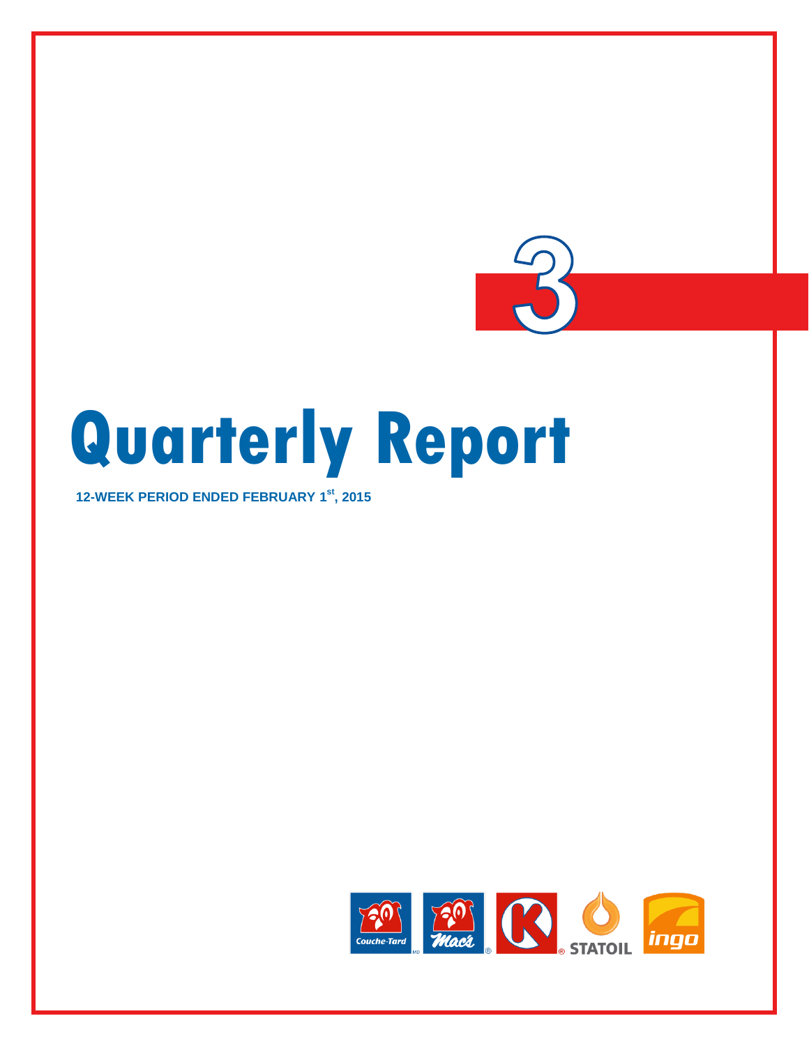3

# Quarterly Report

**12-WEEK PERIOD ENDED FEBRUARY 1st, 2015**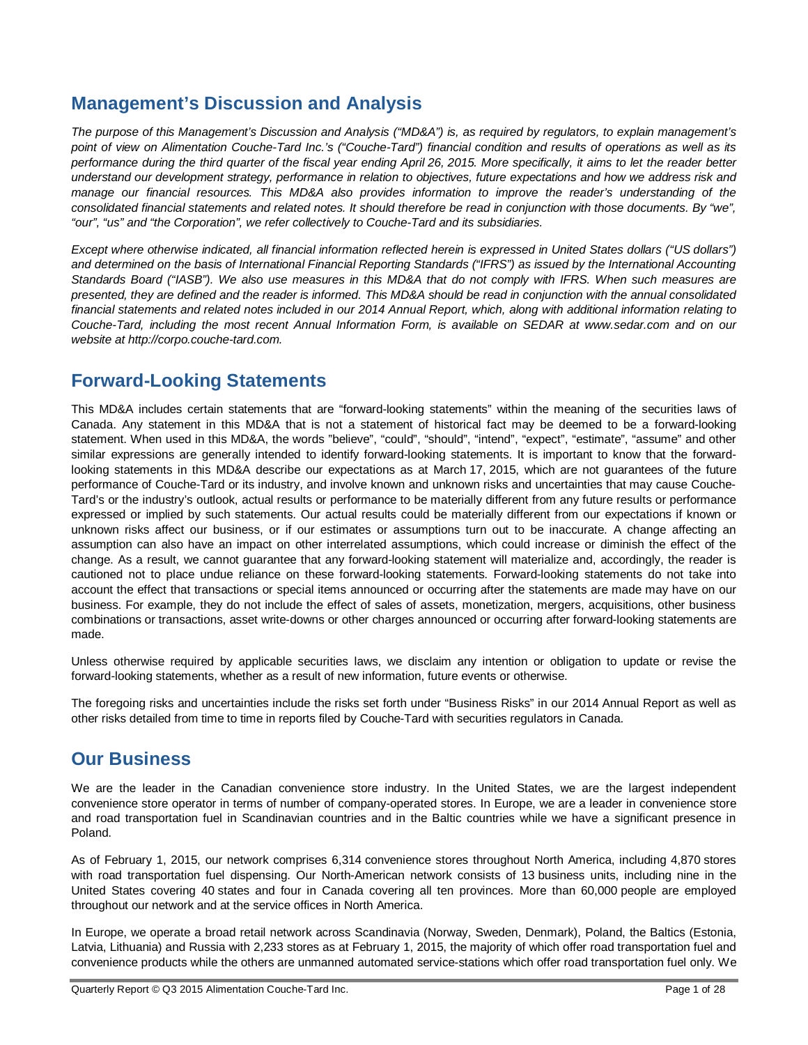## Management's Discussion and Analysis

*The purpose of this Management's Discussion and Analysis ("MD&A") is, as required by regulators, to explain management's point of view on Alimentation Couche-Tard Inc.'s ("Couche-Tard") financial condition and results of operations as well as its performance during the third quarter of the fiscal year ending April 26, 2015. More specifically, it aims to let the reader better understand our development strategy, performance in relation to objectives, future expectations and how we address risk and manage our financial resources. This MD&A also provides information to improve the reader's understanding of the consolidated financial statements and related notes. It should therefore be read in conjunction with those documents. By "we", "our", "us" and "the Corporation", we refer collectively to Couche-Tard and its subsidiaries.*

*Except where otherwise indicated, all financial information reflected herein is expressed in United States dollars ("US dollars") and determined on the basis of International Financial Reporting Standards ("IFRS") as issued by the International Accounting Standards Board ("IASB"). We also use measures in this MD&A that do not comply with IFRS. When such measures are presented, they are defined and the reader is informed. This MD&A should be read in conjunction with the annual consolidated financial statements and related notes included in our 2014 Annual Report, which, along with additional information relating to Couche-Tard, including the most recent Annual Information Form, is available on SEDAR at www.sedar.com and on our website at http://corpo.couche-tard.com.*

## Forward-Looking Statements

This MD&A includes certain statements that are "forward-looking statements" within the meaning of the securities laws of Canada. Any statement in this MD&A that is not a statement of historical fact may be deemed to be a forward-looking statement. When used in this MD&A, the words "believe", "could", "should", "intend", "expect", "estimate", "assume" and other similar expressions are generally intended to identify forward-looking statements. It is important to know that the forward-looking statements in this MD&A describe our expectations as at March 17, 2015, which are not guarantees of the future performance of Couche-Tard or its industry, and involve known and unknown risks and uncertainties that may cause Couche-Tard's or the industry's outlook, actual results or performance to be materially different from any future results or performance expressed or implied by such statements. Our actual results could be materially different from our expectations if known or unknown risks affect our business, or if our estimates or assumptions turn out to be inaccurate. A change affecting an assumption can also have an impact on other interrelated assumptions, which could increase or diminish the effect of the change. As a result, we cannot guarantee that any forward-looking statement will materialize and, accordingly, the reader is cautioned not to place undue reliance on these forward-looking statements. Forward-looking statements do not take into account the effect that transactions or special items announced or occurring after the statements are made may have on our business. For example, they do not include the effect of sales of assets, monetization, mergers, acquisitions, other business combinations or transactions, asset write-downs or other charges announced or occurring after forward-looking statements are made.

Unless otherwise required by applicable securities laws, we disclaim any intention or obligation to update or revise the forward-looking statements, whether as a result of new information, future events or otherwise.

The foregoing risks and uncertainties include the risks set forth under "Business Risks" in our 2014 Annual Report as well as other risks detailed from time to time in reports filed by Couche-Tard with securities regulators in Canada.

## Our Business

We are the leader in the Canadian convenience store industry. In the United States, we are the largest independent convenience store operator in terms of number of company-operated stores. In Europe, we are a leader in convenience store and road transportation fuel in Scandinavian countries and in the Baltic countries while we have a significant presence in Poland.

As of February 1, 2015, our network comprises 6,314 convenience stores throughout North America, including 4,870 stores with road transportation fuel dispensing. Our North-American network consists of 13 business units, including nine in the United States covering 40 states and four in Canada covering all ten provinces. More than 60,000 people are employed throughout our network and at the service offices in North America.

In Europe, we operate a broad retail network across Scandinavia (Norway, Sweden, Denmark), Poland, the Baltics (Estonia, Latvia, Lithuania) and Russia with 2,233 stores as at February 1, 2015, the majority of which offer road transportation fuel and convenience products while the others are unmanned automated service-stations which offer road transportation fuel only. We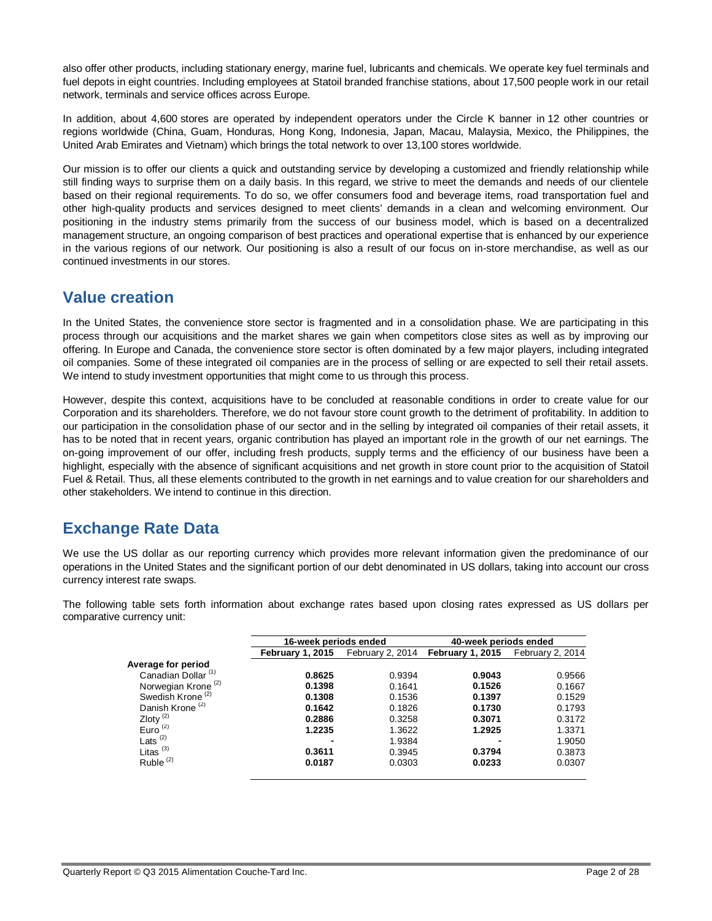also offer other products, including stationary energy, marine fuel, lubricants and chemicals. We operate key fuel terminals and fuel depots in eight countries. Including employees at Statoil branded franchise stations, about 17,500 people work in our retail network, terminals and service offices across Europe.

In addition, about 4,600 stores are operated by independent operators under the Circle K banner in 12 other countries or regions worldwide (China, Guam, Honduras, Hong Kong, Indonesia, Japan, Macau, Malaysia, Mexico, the Philippines, the United Arab Emirates and Vietnam) which brings the total network to over 13,100 stores worldwide.

Our mission is to offer our clients a quick and outstanding service by developing a customized and friendly relationship while still finding ways to surprise them on a daily basis. In this regard, we strive to meet the demands and needs of our clientele based on their regional requirements. To do so, we offer consumers food and beverage items, road transportation fuel and other high-quality products and services designed to meet clients' demands in a clean and welcoming environment. Our positioning in the industry stems primarily from the success of our business model, which is based on a decentralized management structure, an ongoing comparison of best practices and operational expertise that is enhanced by our experience in the various regions of our network. Our positioning is also a result of our focus on in-store merchandise, as well as our continued investments in our stores.

## Value creation

In the United States, the convenience store sector is fragmented and in a consolidation phase. We are participating in this process through our acquisitions and the market shares we gain when competitors close sites as well as by improving our offering. In Europe and Canada, the convenience store sector is often dominated by a few major players, including integrated oil companies. Some of these integrated oil companies are in the process of selling or are expected to sell their retail assets. We intend to study investment opportunities that might come to us through this process.

However, despite this context, acquisitions have to be concluded at reasonable conditions in order to create value for our Corporation and its shareholders. Therefore, we do not favour store count growth to the detriment of profitability. In addition to our participation in the consolidation phase of our sector and in the selling by integrated oil companies of their retail assets, it has to be noted that in recent years, organic contribution has played an important role in the growth of our net earnings. The on-going improvement of our offer, including fresh products, supply terms and the efficiency of our business have been a highlight, especially with the absence of significant acquisitions and net growth in store count prior to the acquisition of Statoil Fuel & Retail. Thus, all these elements contributed to the growth in net earnings and to value creation for our shareholders and other stakeholders. We intend to continue in this direction.

## Exchange Rate Data

We use the US dollar as our reporting currency which provides more relevant information given the predominance of our operations in the United States and the significant portion of our debt denominated in US dollars, taking into account our cross currency interest rate swaps.

The following table sets forth information about exchange rates based upon closing rates expressed as US dollars per comparative currency unit:

| | 16-week periods ended | | 40-week periods ended | |
|---|---|---|---|---|
| | **February 1, 2015** | February 2, 2014 | **February 1, 2015** | February 2, 2014 |
| **Average for period** | | | | |
| Canadian Dollar (1) | **0.8625** | 0.9394 | **0.9043** | 0.9566 |
| Norwegian Krone (2) | **0.1398** | 0.1641 | **0.1526** | 0.1667 |
| Swedish Krone (2) | **0.1308** | 0.1536 | **0.1397** | 0.1529 |
| Danish Krone (2) | **0.1642** | 0.1826 | **0.1730** | 0.1793 |
| Zloty (2) | **0.2886** | 0.3258 | **0.3071** | 0.3172 |
| Euro (2) | **1.2235** | 1.3622 | **1.2925** | 1.3371 |
| Lats (2) | **-** | 1.9384 | **-** | 1.9050 |
| Litas (3) | **0.3611** | 0.3945 | **0.3794** | 0.3873 |
| Ruble (2) | **0.0187** | 0.0303 | **0.0233** | 0.0307 |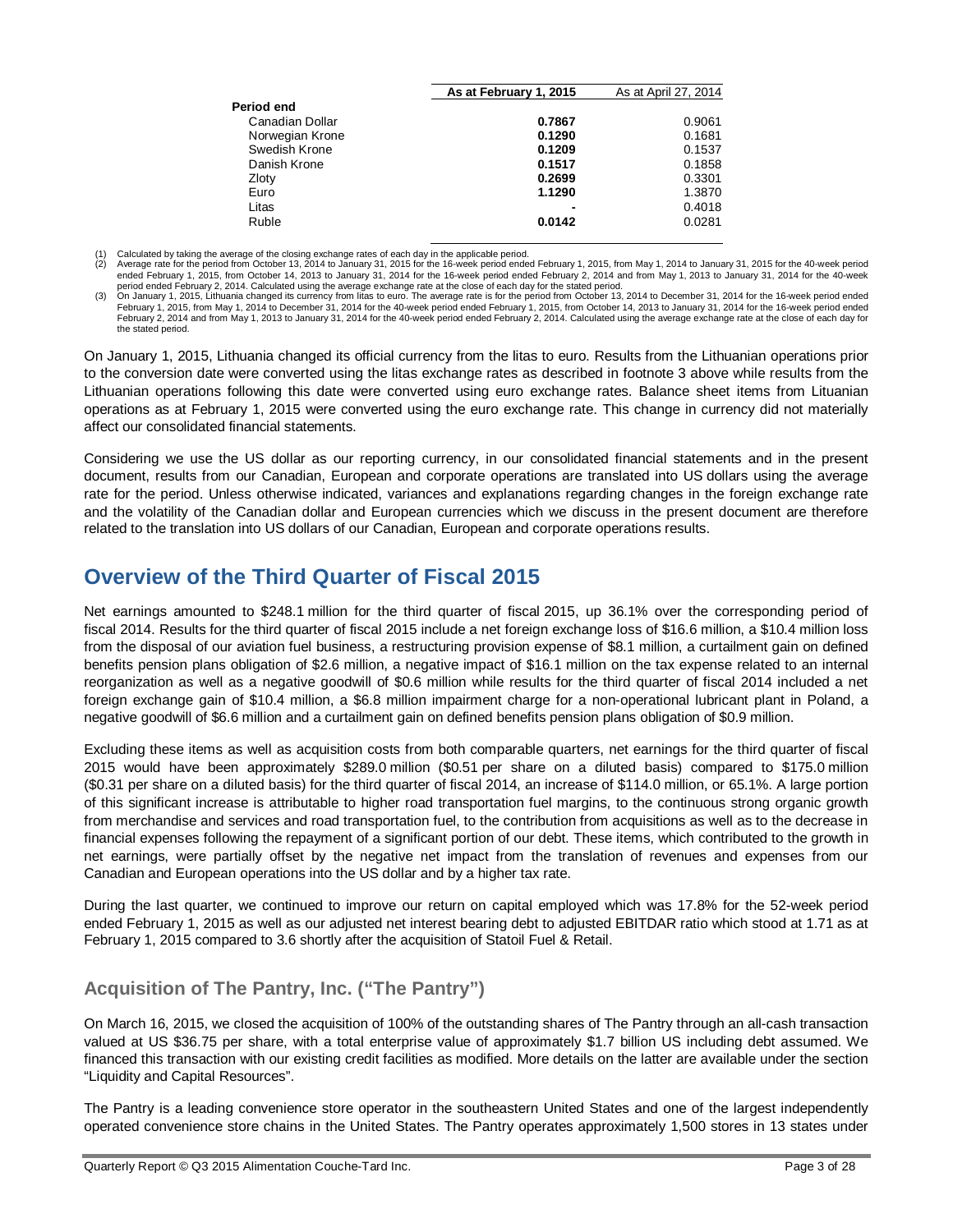| | As at February 1, 2015 | As at April 27, 2014 |
|---|---|---|
| **Period end** | | |
| Canadian Dollar | **0.7867** | 0.9061 |
| Norwegian Krone | **0.1290** | 0.1681 |
| Swedish Krone | **0.1209** | 0.1537 |
| Danish Krone | **0.1517** | 0.1858 |
| Zloty | **0.2699** | 0.3301 |
| Euro | **1.1290** | 1.3870 |
| Litas | **-** | 0.4018 |
| Ruble | **0.0142** | 0.0281 |

(1) Calculated by taking the average of the closing exchange rates of each day in the applicable period.
(2) Average rate for the period from October 13, 2014 to January 31, 2015 for the 16-week period ended February 1, 2015, from May 1, 2014 to January 31, 2015 for the 40-week period ended February 1, 2015, from October 14, 2013 to January 31, 2014 for the 16-week period ended February 2, 2014 and from May 1, 2013 to January 31, 2014 for the 40-week period ended February 2, 2014. Calculated using the average exchange rate at the close of each day for the stated period.
(3) On January 1, 2015, Lithuania changed its currency from litas to euro. The average rate is for the period from October 13, 2014 to December 31, 2014 for the 16-week period ended February 1, 2015, from May 1, 2014 to December 31, 2014 for the 40-week period ended February 1, 2015, from October 14, 2013 to January 31, 2014 for the 16-week period ended February 2, 2014 and from May 1, 2013 to January 31, 2014 for the 40-week period ended February 2, 2014. Calculated using the average exchange rate at the close of each day for the stated period.

On January 1, 2015, Lithuania changed its official currency from the litas to euro. Results from the Lithuanian operations prior to the conversion date were converted using the litas exchange rates as described in footnote 3 above while results from the Lithuanian operations following this date were converted using euro exchange rates. Balance sheet items from Lituanian operations as at February 1, 2015 were converted using the euro exchange rate. This change in currency did not materially affect our consolidated financial statements.

Considering we use the US dollar as our reporting currency, in our consolidated financial statements and in the present document, results from our Canadian, European and corporate operations are translated into US dollars using the average rate for the period. Unless otherwise indicated, variances and explanations regarding changes in the foreign exchange rate and the volatility of the Canadian dollar and European currencies which we discuss in the present document are therefore related to the translation into US dollars of our Canadian, European and corporate operations results.

## Overview of the Third Quarter of Fiscal 2015

Net earnings amounted to $248.1 million for the third quarter of fiscal 2015, up 36.1% over the corresponding period of fiscal 2014. Results for the third quarter of fiscal 2015 include a net foreign exchange loss of $16.6 million, a $10.4 million loss from the disposal of our aviation fuel business, a restructuring provision expense of $8.1 million, a curtailment gain on defined benefits pension plans obligation of $2.6 million, a negative impact of $16.1 million on the tax expense related to an internal reorganization as well as a negative goodwill of $0.6 million while results for the third quarter of fiscal 2014 included a net foreign exchange gain of $10.4 million, a $6.8 million impairment charge for a non-operational lubricant plant in Poland, a negative goodwill of $6.6 million and a curtailment gain on defined benefits pension plans obligation of $0.9 million.

Excluding these items as well as acquisition costs from both comparable quarters, net earnings for the third quarter of fiscal 2015 would have been approximately $289.0 million ($0.51 per share on a diluted basis) compared to $175.0 million ($0.31 per share on a diluted basis) for the third quarter of fiscal 2014, an increase of $114.0 million, or 65.1%. A large portion of this significant increase is attributable to higher road transportation fuel margins, to the continuous strong organic growth from merchandise and services and road transportation fuel, to the contribution from acquisitions as well as to the decrease in financial expenses following the repayment of a significant portion of our debt. These items, which contributed to the growth in net earnings, were partially offset by the negative net impact from the translation of revenues and expenses from our Canadian and European operations into the US dollar and by a higher tax rate.

During the last quarter, we continued to improve our return on capital employed which was 17.8% for the 52-week period ended February 1, 2015 as well as our adjusted net interest bearing debt to adjusted EBITDAR ratio which stood at 1.71 as at February 1, 2015 compared to 3.6 shortly after the acquisition of Statoil Fuel & Retail.

### Acquisition of The Pantry, Inc. ("The Pantry")

On March 16, 2015, we closed the acquisition of 100% of the outstanding shares of The Pantry through an all-cash transaction valued at US $36.75 per share, with a total enterprise value of approximately $1.7 billion US including debt assumed. We financed this transaction with our existing credit facilities as modified. More details on the latter are available under the section "Liquidity and Capital Resources".

The Pantry is a leading convenience store operator in the southeastern United States and one of the largest independently operated convenience store chains in the United States. The Pantry operates approximately 1,500 stores in 13 states under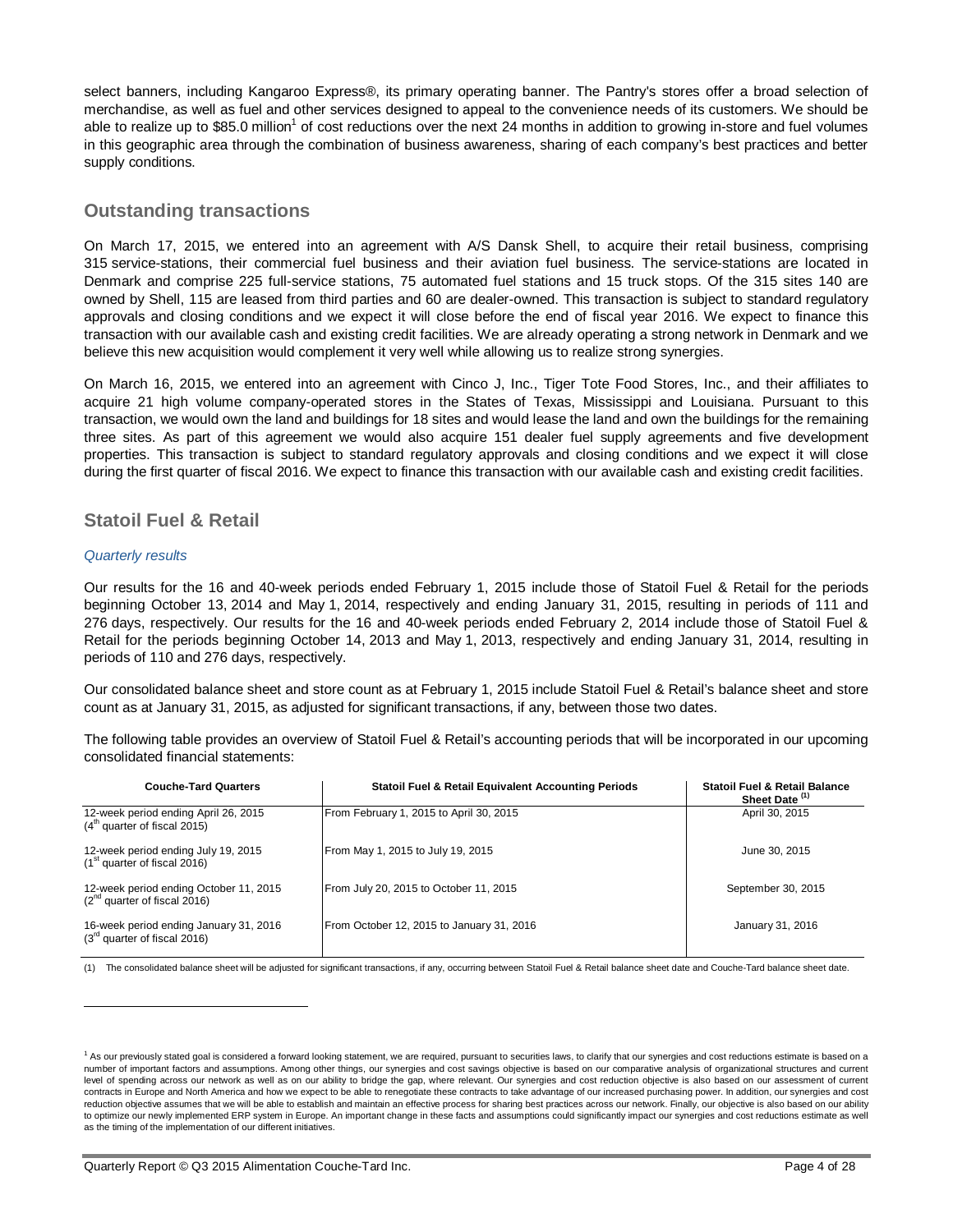select banners, including Kangaroo Express®, its primary operating banner. The Pantry's stores offer a broad selection of merchandise, as well as fuel and other services designed to appeal to the convenience needs of its customers. We should be able to realize up to $85.0 million[1] of cost reductions over the next 24 months in addition to growing in-store and fuel volumes in this geographic area through the combination of business awareness, sharing of each company's best practices and better supply conditions.

## Outstanding transactions

On March 17, 2015, we entered into an agreement with A/S Dansk Shell, to acquire their retail business, comprising 315 service-stations, their commercial fuel business and their aviation fuel business. The service-stations are located in Denmark and comprise 225 full-service stations, 75 automated fuel stations and 15 truck stops. Of the 315 sites 140 are owned by Shell, 115 are leased from third parties and 60 are dealer-owned. This transaction is subject to standard regulatory approvals and closing conditions and we expect it will close before the end of fiscal year 2016. We expect to finance this transaction with our available cash and existing credit facilities. We are already operating a strong network in Denmark and we believe this new acquisition would complement it very well while allowing us to realize strong synergies.

On March 16, 2015, we entered into an agreement with Cinco J, Inc., Tiger Tote Food Stores, Inc., and their affiliates to acquire 21 high volume company-operated stores in the States of Texas, Mississippi and Louisiana. Pursuant to this transaction, we would own the land and buildings for 18 sites and would lease the land and own the buildings for the remaining three sites. As part of this agreement we would also acquire 151 dealer fuel supply agreements and five development properties. This transaction is subject to standard regulatory approvals and closing conditions and we expect it will close during the first quarter of fiscal 2016. We expect to finance this transaction with our available cash and existing credit facilities.

## Statoil Fuel & Retail

*Quarterly results*

Our results for the 16 and 40-week periods ended February 1, 2015 include those of Statoil Fuel & Retail for the periods beginning October 13, 2014 and May 1, 2014, respectively and ending January 31, 2015, resulting in periods of 111 and 276 days, respectively. Our results for the 16 and 40-week periods ended February 2, 2014 include those of Statoil Fuel & Retail for the periods beginning October 14, 2013 and May 1, 2013, respectively and ending January 31, 2014, resulting in periods of 110 and 276 days, respectively.

Our consolidated balance sheet and store count as at February 1, 2015 include Statoil Fuel & Retail's balance sheet and store count as at January 31, 2015, as adjusted for significant transactions, if any, between those two dates.

The following table provides an overview of Statoil Fuel & Retail's accounting periods that will be incorporated in our upcoming consolidated financial statements:

| Couche-Tard Quarters | Statoil Fuel & Retail Equivalent Accounting Periods | Statoil Fuel & Retail Balance Sheet Date (1) |
|---|---|---|
| 12-week period ending April 26, 2015 (4th quarter of fiscal 2015) | From February 1, 2015 to April 30, 2015 | April 30, 2015 |
| 12-week period ending July 19, 2015 (1st quarter of fiscal 2016) | From May 1, 2015 to July 19, 2015 | June 30, 2015 |
| 12-week period ending October 11, 2015 (2nd quarter of fiscal 2016) | From July 20, 2015 to October 11, 2015 | September 30, 2015 |
| 16-week period ending January 31, 2016 (3rd quarter of fiscal 2016) | From October 12, 2015 to January 31, 2016 | January 31, 2016 |

(1) The consolidated balance sheet will be adjusted for significant transactions, if any, occurring between Statoil Fuel & Retail balance sheet date and Couche-Tard balance sheet date.

[1] As our previously stated goal is considered a forward looking statement, we are required, pursuant to securities laws, to clarify that our synergies and cost reductions estimate is based on a number of important factors and assumptions. Among other things, our synergies and cost savings objective is based on our comparative analysis of organizational structures and current level of spending across our network as well as on our ability to bridge the gap, where relevant. Our synergies and cost reduction objective is also based on our assessment of current contracts in Europe and North America and how we expect to be able to renegotiate these contracts to take advantage of our increased purchasing power. In addition, our synergies and cost reduction objective assumes that we will be able to establish and maintain an effective process for sharing best practices across our network. Finally, our objective is also based on our ability to optimize our newly implemented ERP system in Europe. An important change in these facts and assumptions could significantly impact our synergies and cost reductions estimate as well as the timing of the implementation of our different initiatives.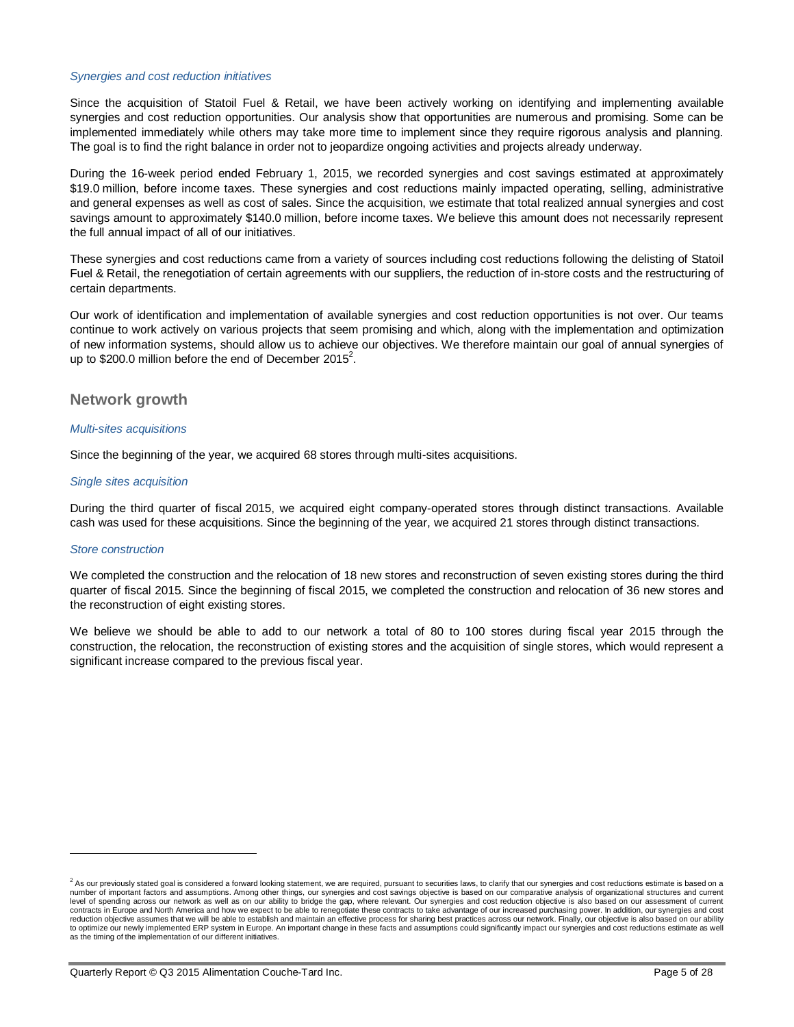*Synergies and cost reduction initiatives*

Since the acquisition of Statoil Fuel & Retail, we have been actively working on identifying and implementing available synergies and cost reduction opportunities. Our analysis show that opportunities are numerous and promising. Some can be implemented immediately while others may take more time to implement since they require rigorous analysis and planning. The goal is to find the right balance in order not to jeopardize ongoing activities and projects already underway.

During the 16-week period ended February 1, 2015, we recorded synergies and cost savings estimated at approximately $19.0 million, before income taxes. These synergies and cost reductions mainly impacted operating, selling, administrative and general expenses as well as cost of sales. Since the acquisition, we estimate that total realized annual synergies and cost savings amount to approximately $140.0 million, before income taxes. We believe this amount does not necessarily represent the full annual impact of all of our initiatives.

These synergies and cost reductions came from a variety of sources including cost reductions following the delisting of Statoil Fuel & Retail, the renegotiation of certain agreements with our suppliers, the reduction of in-store costs and the restructuring of certain departments.

Our work of identification and implementation of available synergies and cost reduction opportunities is not over. Our teams continue to work actively on various projects that seem promising and which, along with the implementation and optimization of new information systems, should allow us to achieve our objectives. We therefore maintain our goal of annual synergies of up to $200.0 million before the end of December 2015[2].

## Network growth

*Multi-sites acquisitions*

Since the beginning of the year, we acquired 68 stores through multi-sites acquisitions.

*Single sites acquisition*

During the third quarter of fiscal 2015, we acquired eight company-operated stores through distinct transactions. Available cash was used for these acquisitions. Since the beginning of the year, we acquired 21 stores through distinct transactions.

*Store construction*

We completed the construction and the relocation of 18 new stores and reconstruction of seven existing stores during the third quarter of fiscal 2015. Since the beginning of fiscal 2015, we completed the construction and relocation of 36 new stores and the reconstruction of eight existing stores.

We believe we should be able to add to our network a total of 80 to 100 stores during fiscal year 2015 through the construction, the relocation, the reconstruction of existing stores and the acquisition of single stores, which would represent a significant increase compared to the previous fiscal year.

---

[2] As our previously stated goal is considered a forward looking statement, we are required, pursuant to securities laws, to clarify that our synergies and cost reductions estimate is based on a number of important factors and assumptions. Among other things, our synergies and cost savings objective is based on our comparative analysis of organizational structures and current level of spending across our network as well as on our ability to bridge the gap, where relevant. Our synergies and cost reduction objective is also based on our assessment of current contracts in Europe and North America and how we expect to be able to renegotiate these contracts to take advantage of our increased purchasing power. In addition, our synergies and cost reduction objective assumes that we will be able to establish and maintain an effective process for sharing best practices across our network. Finally, our objective is also based on our ability to optimize our newly implemented ERP system in Europe. An important change in these facts and assumptions could significantly impact our synergies and cost reductions estimate as well as the timing of the implementation of our different initiatives.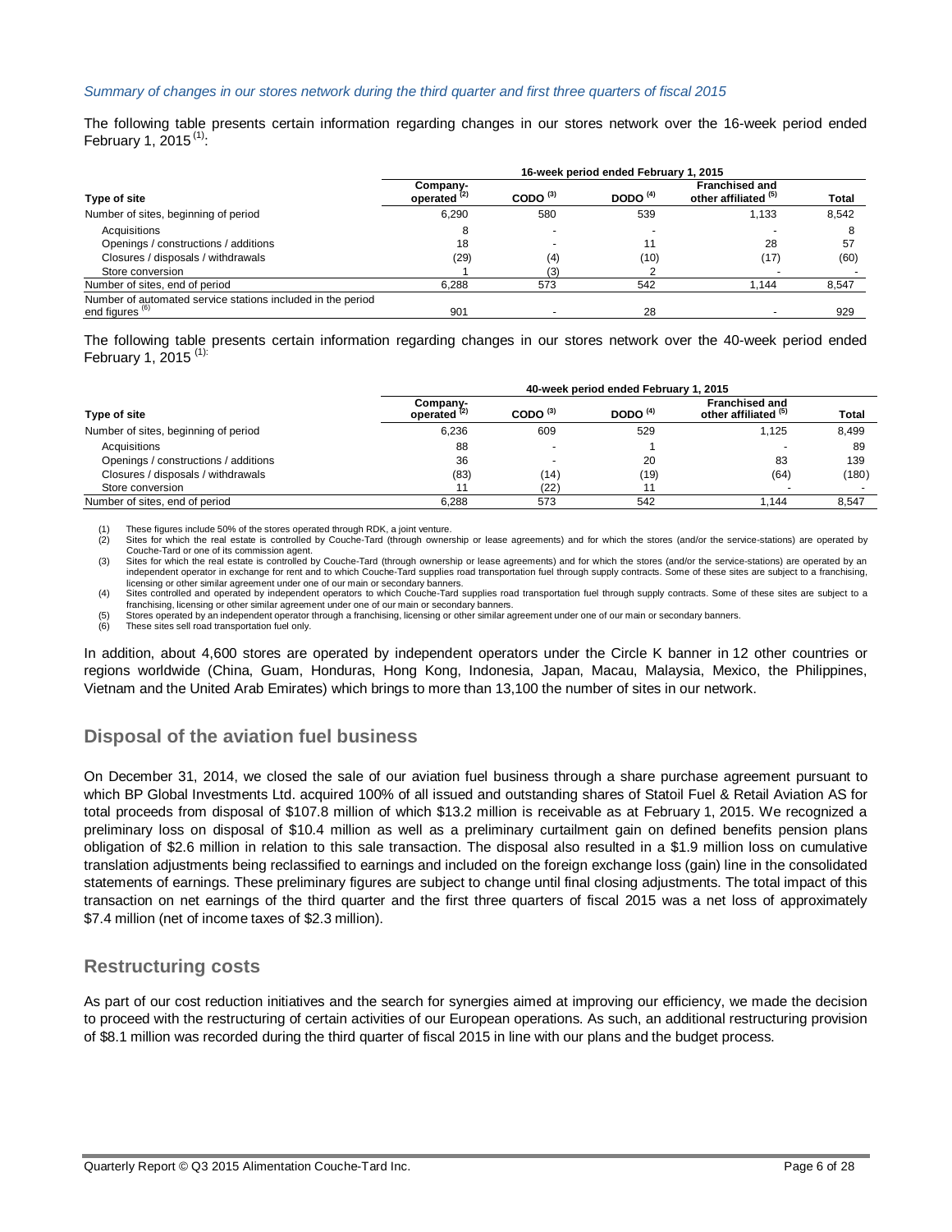*Summary of changes in our stores network during the third quarter and first three quarters of fiscal 2015*

The following table presents certain information regarding changes in our stores network over the 16-week period ended February 1, 2015 [(1)]:

| | 16-week period ended February 1, 2015 | | | | |
|---|---|---|---|---|---|
| Type of site | Company-operated [(2)] | CODO [(3)] | DODO [(4)] | Franchised and other affiliated [(5)] | Total |
| Number of sites, beginning of period | 6,290 | 580 | 539 | 1,133 | 8,542 |
| Acquisitions | 8 | - | - | - | 8 |
| Openings / constructions / additions | 18 | - | 11 | 28 | 57 |
| Closures / disposals / withdrawals | (29) | (4) | (10) | (17) | (60) |
| Store conversion | 1 | (3) | 2 | - | - |
| Number of sites, end of period | 6,288 | 573 | 542 | 1,144 | 8,547 |
| Number of automated service stations included in the period end figures [(6)] | 901 | - | 28 | - | 929 |

The following table presents certain information regarding changes in our stores network over the 40-week period ended February 1, 2015 [(1)]:

| | 40-week period ended February 1, 2015 | | | | |
|---|---|---|---|---|---|
| Type of site | Company-operated [(2)] | CODO [(3)] | DODO [(4)] | Franchised and other affiliated [(5)] | Total |
| Number of sites, beginning of period | 6,236 | 609 | 529 | 1,125 | 8,499 |
| Acquisitions | 88 | - | 1 | - | 89 |
| Openings / constructions / additions | 36 | - | 20 | 83 | 139 |
| Closures / disposals / withdrawals | (83) | (14) | (19) | (64) | (180) |
| Store conversion | 11 | (22) | 11 | - | - |
| Number of sites, end of period | 6,288 | 573 | 542 | 1,144 | 8,547 |

(1) These figures include 50% of the stores operated through RDK, a joint venture.
(2) Sites for which the real estate is controlled by Couche-Tard (through ownership or lease agreements) and for which the stores (and/or the service-stations) are operated by Couche-Tard or one of its commission agent.
(3) Sites for which the real estate is controlled by Couche-Tard (through ownership or lease agreements) and for which the stores (and/or the service-stations) are operated by an independent operator in exchange for rent and to which Couche-Tard supplies road transportation fuel through supply contracts. Some of these sites are subject to a franchising, licensing or other similar agreement under one of our main or secondary banners.
(4) Sites controlled and operated by independent operators to which Couche-Tard supplies road transportation fuel through supply contracts. Some of these sites are subject to a franchising, licensing or other similar agreement under one of our main or secondary banners.
(5) Stores operated by an independent operator through a franchising, licensing or other similar agreement under one of our main or secondary banners.
(6) These sites sell road transportation fuel only.

In addition, about 4,600 stores are operated by independent operators under the Circle K banner in 12 other countries or regions worldwide (China, Guam, Honduras, Hong Kong, Indonesia, Japan, Macau, Malaysia, Mexico, the Philippines, Vietnam and the United Arab Emirates) which brings to more than 13,100 the number of sites in our network.

## Disposal of the aviation fuel business

On December 31, 2014, we closed the sale of our aviation fuel business through a share purchase agreement pursuant to which BP Global Investments Ltd. acquired 100% of all issued and outstanding shares of Statoil Fuel & Retail Aviation AS for total proceeds from disposal of $107.8 million of which $13.2 million is receivable as at February 1, 2015. We recognized a preliminary loss on disposal of $10.4 million as well as a preliminary curtailment gain on defined benefits pension plans obligation of $2.6 million in relation to this sale transaction. The disposal also resulted in a $1.9 million loss on cumulative translation adjustments being reclassified to earnings and included on the foreign exchange loss (gain) line in the consolidated statements of earnings. These preliminary figures are subject to change until final closing adjustments. The total impact of this transaction on net earnings of the third quarter and the first three quarters of fiscal 2015 was a net loss of approximately $7.4 million (net of income taxes of $2.3 million).

## Restructuring costs

As part of our cost reduction initiatives and the search for synergies aimed at improving our efficiency, we made the decision to proceed with the restructuring of certain activities of our European operations. As such, an additional restructuring provision of $8.1 million was recorded during the third quarter of fiscal 2015 in line with our plans and the budget process.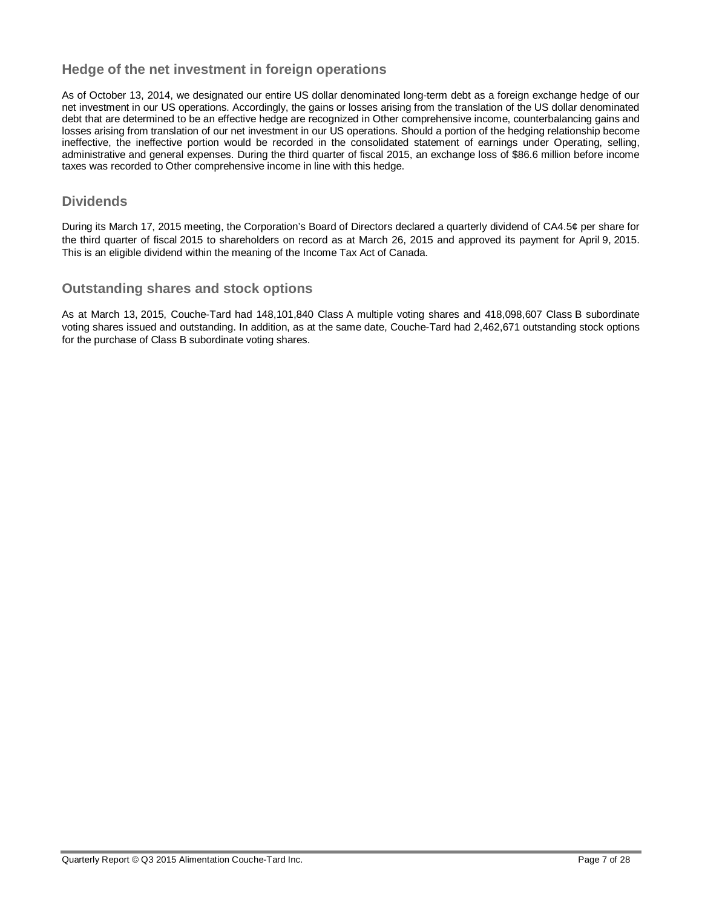## Hedge of the net investment in foreign operations

As of October 13, 2014, we designated our entire US dollar denominated long-term debt as a foreign exchange hedge of our net investment in our US operations. Accordingly, the gains or losses arising from the translation of the US dollar denominated debt that are determined to be an effective hedge are recognized in Other comprehensive income, counterbalancing gains and losses arising from translation of our net investment in our US operations. Should a portion of the hedging relationship become ineffective, the ineffective portion would be recorded in the consolidated statement of earnings under Operating, selling, administrative and general expenses. During the third quarter of fiscal 2015, an exchange loss of $86.6 million before income taxes was recorded to Other comprehensive income in line with this hedge.

## Dividends

During its March 17, 2015 meeting, the Corporation's Board of Directors declared a quarterly dividend of CA4.5¢ per share for the third quarter of fiscal 2015 to shareholders on record as at March 26, 2015 and approved its payment for April 9, 2015. This is an eligible dividend within the meaning of the Income Tax Act of Canada.

## Outstanding shares and stock options

As at March 13, 2015, Couche-Tard had 148,101,840 Class A multiple voting shares and 418,098,607 Class B subordinate voting shares issued and outstanding. In addition, as at the same date, Couche-Tard had 2,462,671 outstanding stock options for the purchase of Class B subordinate voting shares.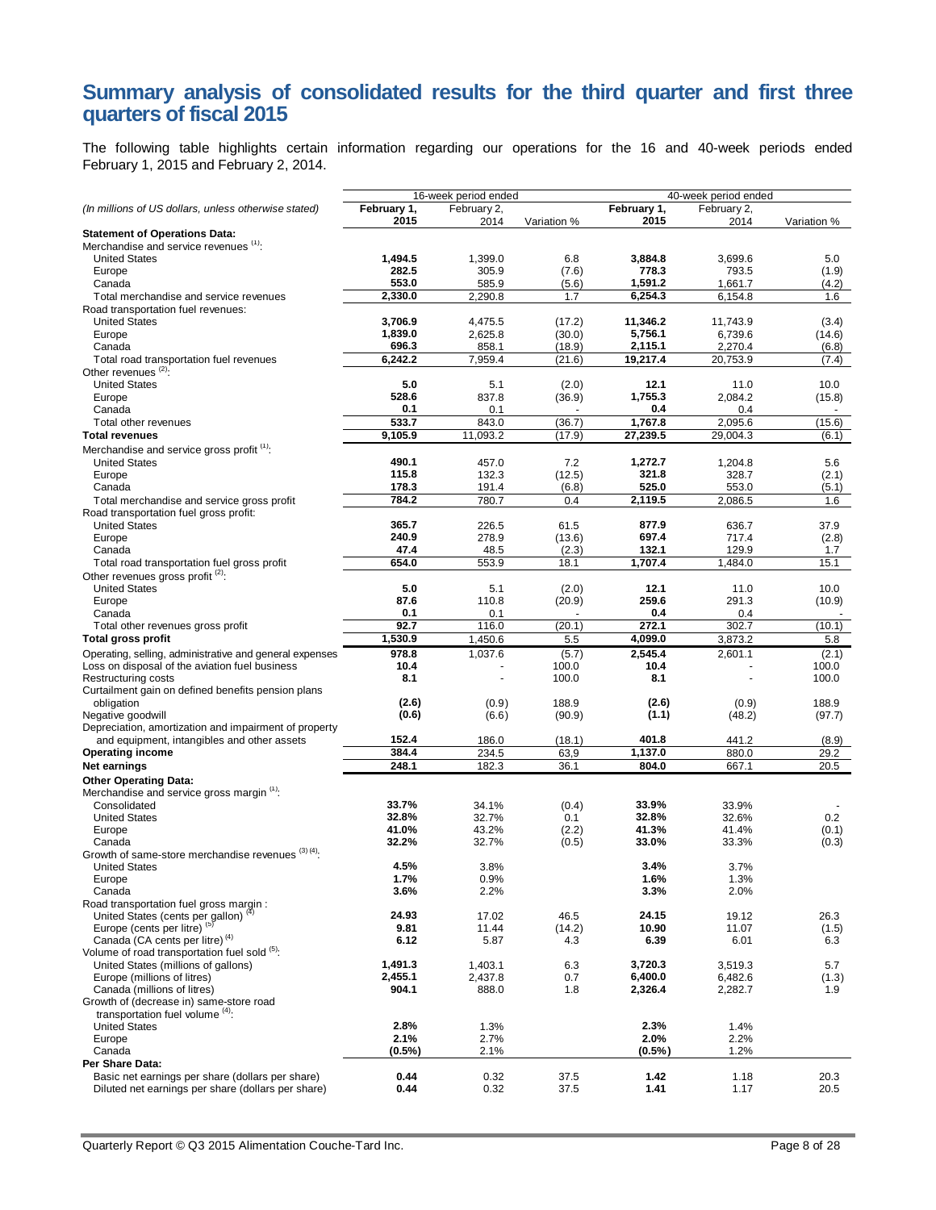# Summary analysis of consolidated results for the third quarter and first three quarters of fiscal 2015

The following table highlights certain information regarding our operations for the 16 and 40-week periods ended February 1, 2015 and February 2, 2014.

| *(In millions of US dollars, unless otherwise stated)* | 16-week period ended | | | 40-week period ended | | |
|---|---|---|---|---|---|---|
| | **February 1, 2015** | February 2, 2014 | Variation % | **February 1, 2015** | February 2, 2014 | Variation % |
| **Statement of Operations Data:** | | | | | | |
| Merchandise and service revenues [(1)]: | | | | | | |
| United States | **1,494.5** | 1,399.0 | 6.8 | **3,884.8** | 3,699.6 | 5.0 |
| Europe | **282.5** | 305.9 | (7.6) | **778.3** | 793.5 | (1.9) |
| Canada | **553.0** | 585.9 | (5.6) | **1,591.2** | 1,661.7 | (4.2) |
| Total merchandise and service revenues | **2,330.0** | 2,290.8 | 1.7 | **6,254.3** | 6,154.8 | 1.6 |
| Road transportation fuel revenues: | | | | | | |
| United States | **3,706.9** | 4,475.5 | (17.2) | **11,346.2** | 11,743.9 | (3.4) |
| Europe | **1,839.0** | 2,625.8 | (30.0) | **5,756.1** | 6,739.6 | (14.6) |
| Canada | **696.3** | 858.1 | (18.9) | **2,115.1** | 2,270.4 | (6.8) |
| Total road transportation fuel revenues | **6,242.2** | 7,959.4 | (21.6) | **19,217.4** | 20,753.9 | (7.4) |
| Other revenues [(2)]: | | | | | | |
| United States | **5.0** | 5.1 | (2.0) | **12.1** | 11.0 | 10.0 |
| Europe | **528.6** | 837.8 | (36.9) | **1,755.3** | 2,084.2 | (15.8) |
| Canada | **0.1** | 0.1 | - | **0.4** | 0.4 | - |
| Total other revenues | **533.7** | 843.0 | (36.7) | **1,767.8** | 2,095.6 | (15.6) |
| **Total revenues** | **9,105.9** | 11,093.2 | (17.9) | **27,239.5** | 29,004.3 | (6.1) |
| Merchandise and service gross profit [(1)]: | | | | | | |
| United States | **490.1** | 457.0 | 7.2 | **1,272.7** | 1,204.8 | 5.6 |
| Europe | **115.8** | 132.3 | (12.5) | **321.8** | 328.7 | (2.1) |
| Canada | **178.3** | 191.4 | (6.8) | **525.0** | 553.0 | (5.1) |
| Total merchandise and service gross profit | **784.2** | 780.7 | 0.4 | **2,119.5** | 2,086.5 | 1.6 |
| Road transportation fuel gross profit: | | | | | | |
| United States | **365.7** | 226.5 | 61.5 | **877.9** | 636.7 | 37.9 |
| Europe | **240.9** | 278.9 | (13.6) | **697.4** | 717.4 | (2.8) |
| Canada | **47.4** | 48.5 | (2.3) | **132.1** | 129.9 | 1.7 |
| Total road transportation fuel gross profit | **654.0** | 553.9 | 18.1 | **1,707.4** | 1,484.0 | 15.1 |
| Other revenues gross profit [(2)]: | | | | | | |
| United States | **5.0** | 5.1 | (2.0) | **12.1** | 11.0 | 10.0 |
| Europe | **87.6** | 110.8 | (20.9) | **259.6** | 291.3 | (10.9) |
| Canada | **0.1** | 0.1 | - | **0.4** | 0.4 | - |
| Total other revenues gross profit | **92.7** | 116.0 | (20.1) | **272.1** | 302.7 | (10.1) |
| **Total gross profit** | **1,530.9** | 1,450.6 | 5.5 | **4,099.0** | 3,873.2 | 5.8 |
| Operating, selling, administrative and general expenses | **978.8** | 1,037.6 | (5.7) | **2,545.4** | 2,601.1 | (2.1) |
| Loss on disposal of the aviation fuel business | **10.4** | - | 100.0 | **10.4** | - | 100.0 |
| Restructuring costs | **8.1** | - | 100.0 | **8.1** | - | 100.0 |
| Curtailment gain on defined benefits pension plans obligation | **(2.6)** | (0.9) | 188.9 | **(2.6)** | (0.9) | 188.9 |
| Negative goodwill | **(0.6)** | (6.6) | (90.9) | **(1.1)** | (48.2) | (97.7) |
| Depreciation, amortization and impairment of property and equipment, intangibles and other assets | **152.4** | 186.0 | (18.1) | **401.8** | 441.2 | (8.9) |
| **Operating income** | **384.4** | 234.5 | 63.9 | **1,137.0** | 880.0 | 29.2 |
| **Net earnings** | **248.1** | 182.3 | 36.1 | **804.0** | 667.1 | 20.5 |
| **Other Operating Data:** | | | | | | |
| Merchandise and service gross margin [(1)]: | | | | | | |
| Consolidated | **33.7%** | 34.1% | (0.4) | **33.9%** | 33.9% | - |
| United States | **32.8%** | 32.7% | 0.1 | **32.8%** | 32.6% | 0.2 |
| Europe | **41.0%** | 43.2% | (2.2) | **41.3%** | 41.4% | (0.1) |
| Canada | **32.2%** | 32.7% | (0.5) | **33.0%** | 33.3% | (0.3) |
| Growth of same-store merchandise revenues [(3) (4)]: | | | | | | |
| United States | **4.5%** | 3.8% | | **3.4%** | 3.7% | |
| Europe | **1.7%** | 0.9% | | **1.6%** | 1.3% | |
| Canada | **3.6%** | 2.2% | | **3.3%** | 2.0% | |
| Road transportation fuel gross margin : | | | | | | |
| United States (cents per gallon) [(4)] | **24.93** | 17.02 | 46.5 | **24.15** | 19.12 | 26.3 |
| Europe (cents per litre) [(5)] | **9.81** | 11.44 | (14.2) | **10.90** | 11.07 | (1.5) |
| Canada (CA cents per litre) [(4)] | **6.12** | 5.87 | 4.3 | **6.39** | 6.01 | 6.3 |
| Volume of road transportation fuel sold [(5)]: | | | | | | |
| United States (millions of gallons) | **1,491.3** | 1,403.1 | 6.3 | **3,720.3** | 3,519.3 | 5.7 |
| Europe (millions of litres) | **2,455.1** | 2,437.8 | 0.7 | **6,400.0** | 6,482.6 | (1.3) |
| Canada (millions of litres) | **904.1** | 888.0 | 1.8 | **2,326.4** | 2,282.7 | 1.9 |
| Growth of (decrease in) same-store road transportation fuel volume [(4)]: | | | | | | |
| United States | **2.8%** | 1.3% | | **2.3%** | 1.4% | |
| Europe | **2.1%** | 2.7% | | **2.0%** | 2.2% | |
| Canada | **(0.5%)** | 2.1% | | **(0.5%)** | 1.2% | |
| **Per Share Data:** | | | | | | |
| Basic net earnings per share (dollars per share) | **0.44** | 0.32 | 37.5 | **1.42** | 1.18 | 20.3 |
| Diluted net earnings per share (dollars per share) | **0.44** | 0.32 | 37.5 | **1.41** | 1.17 | 20.5 |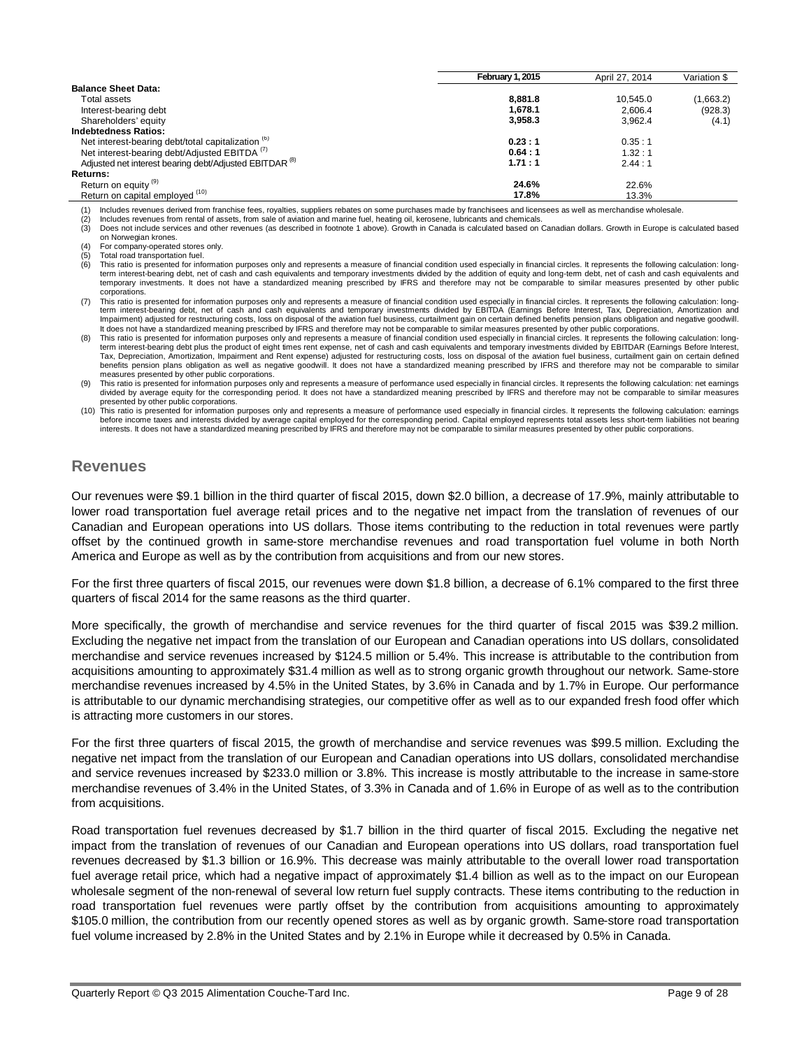| | February 1, 2015 | April 27, 2014 | Variation $ |
|---|---|---|---|
| **Balance Sheet Data:** | | | |
| Total assets | **8,881.8** | 10,545.0 | (1,663.2) |
| Interest-bearing debt | **1,678.1** | 2,606.4 | (928.3) |
| Shareholders' equity | **3,958.3** | 3,962.4 | (4.1) |
| **Indebtedness Ratios:** | | | |
| Net interest-bearing debt/total capitalization [(6)] | **0.23 : 1** | 0.35 : 1 | |
| Net interest-bearing debt/Adjusted EBITDA [(7)] | **0.64 : 1** | 1.32 : 1 | |
| Adjusted net interest bearing debt/Adjusted EBITDAR [(8)] | **1.71 : 1** | 2.44 : 1 | |
| **Returns:** | | | |
| Return on equity [(9)] | **24.6%** | 22.6% | |
| Return on capital employed [(10)] | **17.8%** | 13.3% | |

(1) Includes revenues derived from franchise fees, royalties, suppliers rebates on some purchases made by franchisees and licensees as well as merchandise wholesale.
(2) Includes revenues from rental of assets, from sale of aviation and marine fuel, heating oil, kerosene, lubricants and chemicals.
(3) Does not include services and other revenues (as described in footnote 1 above). Growth in Canada is calculated based on Canadian dollars. Growth in Europe is calculated based on Norwegian krones.
(4) For company-operated stores only.
(5) Total road transportation fuel.
(6) This ratio is presented for information purposes only and represents a measure of financial condition used especially in financial circles. It represents the following calculation: long-term interest-bearing debt, net of cash and cash equivalents and temporary investments divided by the addition of equity and long-term debt, net of cash and cash equivalents and temporary investments. It does not have a standardized meaning prescribed by IFRS and therefore may not be comparable to similar measures presented by other public corporations.
(7) This ratio is presented for information purposes only and represents a measure of financial condition used especially in financial circles. It represents the following calculation: long-term interest-bearing debt, net of cash and cash equivalents and temporary investments divided by EBITDA (Earnings Before Interest, Tax, Depreciation, Amortization and Impairment) adjusted for restructuring costs, loss on disposal of the aviation fuel business, curtailment gain on certain defined benefits pension plans obligation and negative goodwill. It does not have a standardized meaning prescribed by IFRS and therefore may not be comparable to similar measures presented by other public corporations.
(8) This ratio is presented for information purposes only and represents a measure of financial condition used especially in financial circles. It represents the following calculation: long-term interest-bearing debt plus the product of eight times rent expense, net of cash and cash equivalents and temporary investments divided by EBITDAR (Earnings Before Interest, Tax, Depreciation, Amortization, Impairment and Rent expense) adjusted for restructuring costs, loss on disposal of the aviation fuel business, curtailment gain on certain defined benefits pension plans obligation as well as negative goodwill. It does not have a standardized meaning prescribed by IFRS and therefore may not be comparable to similar measures presented by other public corporations.
(9) This ratio is presented for information purposes only and represents a measure of performance used especially in financial circles. It represents the following calculation: net earnings divided by average equity for the corresponding period. It does not have a standardized meaning prescribed by IFRS and therefore may not be comparable to similar measures presented by other public corporations.
(10) This ratio is presented for information purposes only and represents a measure of performance used especially in financial circles. It represents the following calculation: earnings before income taxes and interests divided by average capital employed for the corresponding period. Capital employed represents total assets less short-term liabilities not bearing interests. It does not have a standardized meaning prescribed by IFRS and therefore may not be comparable to similar measures presented by other public corporations.

## Revenues

Our revenues were $9.1 billion in the third quarter of fiscal 2015, down $2.0 billion, a decrease of 17.9%, mainly attributable to lower road transportation fuel average retail prices and to the negative net impact from the translation of revenues of our Canadian and European operations into US dollars. Those items contributing to the reduction in total revenues were partly offset by the continued growth in same-store merchandise revenues and road transportation fuel volume in both North America and Europe as well as by the contribution from acquisitions and from our new stores.

For the first three quarters of fiscal 2015, our revenues were down $1.8 billion, a decrease of 6.1% compared to the first three quarters of fiscal 2014 for the same reasons as the third quarter.

More specifically, the growth of merchandise and service revenues for the third quarter of fiscal 2015 was $39.2 million. Excluding the negative net impact from the translation of our European and Canadian operations into US dollars, consolidated merchandise and service revenues increased by $124.5 million or 5.4%. This increase is attributable to the contribution from acquisitions amounting to approximately $31.4 million as well as to strong organic growth throughout our network. Same-store merchandise revenues increased by 4.5% in the United States, by 3.6% in Canada and by 1.7% in Europe. Our performance is attributable to our dynamic merchandising strategies, our competitive offer as well as to our expanded fresh food offer which is attracting more customers in our stores.

For the first three quarters of fiscal 2015, the growth of merchandise and service revenues was $99.5 million. Excluding the negative net impact from the translation of our European and Canadian operations into US dollars, consolidated merchandise and service revenues increased by $233.0 million or 3.8%. This increase is mostly attributable to the increase in same-store merchandise revenues of 3.4% in the United States, of 3.3% in Canada and of 1.6% in Europe of as well as to the contribution from acquisitions.

Road transportation fuel revenues decreased by $1.7 billion in the third quarter of fiscal 2015. Excluding the negative net impact from the translation of revenues of our Canadian and European operations into US dollars, road transportation fuel revenues decreased by $1.3 billion or 16.9%. This decrease was mainly attributable to the overall lower road transportation fuel average retail price, which had a negative impact of approximately $1.4 billion as well as to the impact on our European wholesale segment of the non-renewal of several low return fuel supply contracts. These items contributing to the reduction in road transportation fuel revenues were partly offset by the contribution from acquisitions amounting to approximately $105.0 million, the contribution from our recently opened stores as well as by organic growth. Same-store road transportation fuel volume increased by 2.8% in the United States and by 2.1% in Europe while it decreased by 0.5% in Canada.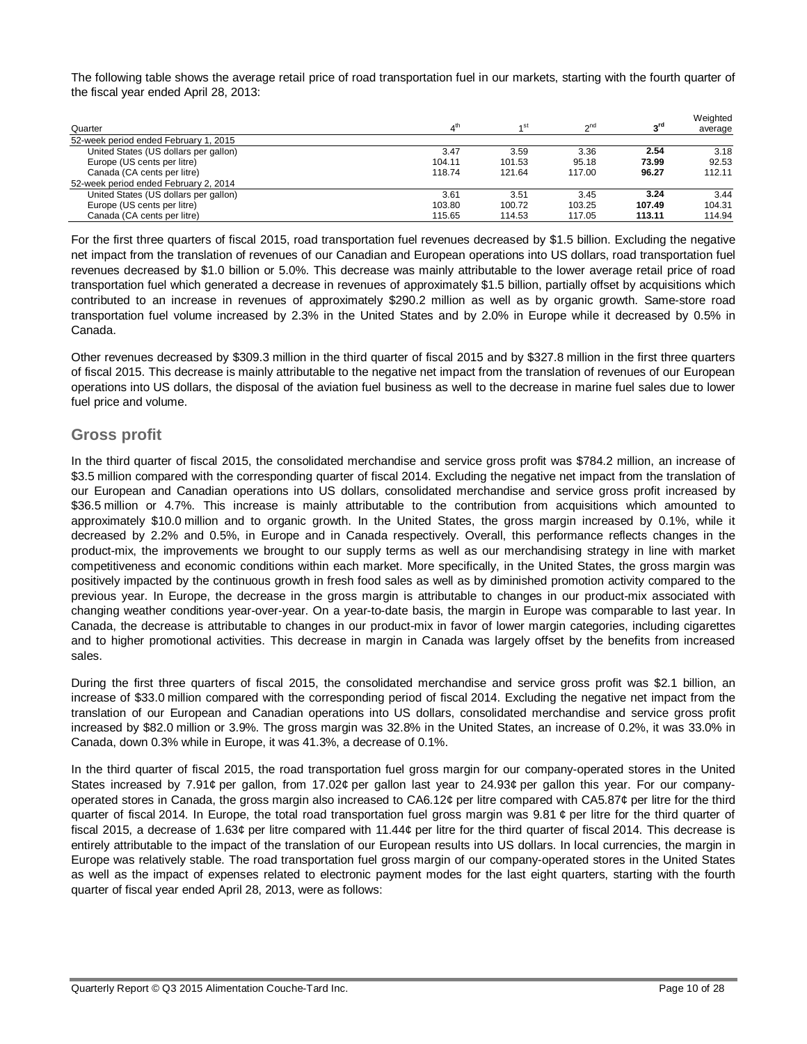The following table shows the average retail price of road transportation fuel in our markets, starting with the fourth quarter of the fiscal year ended April 28, 2013:

| Quarter | 4th | 1st | 2nd | 3rd | Weighted average |
|---|---|---|---|---|---|
| 52-week period ended February 1, 2015 | | | | | |
| United States (US dollars per gallon) | 3.47 | 3.59 | 3.36 | **2.54** | 3.18 |
| Europe (US cents per litre) | 104.11 | 101.53 | 95.18 | **73.99** | 92.53 |
| Canada (CA cents per litre) | 118.74 | 121.64 | 117.00 | **96.27** | 112.11 |
| 52-week period ended February 2, 2014 | | | | | |
| United States (US dollars per gallon) | 3.61 | 3.51 | 3.45 | **3.24** | 3.44 |
| Europe (US cents per litre) | 103.80 | 100.72 | 103.25 | **107.49** | 104.31 |
| Canada (CA cents per litre) | 115.65 | 114.53 | 117.05 | **113.11** | 114.94 |

For the first three quarters of fiscal 2015, road transportation fuel revenues decreased by $1.5 billion. Excluding the negative net impact from the translation of revenues of our Canadian and European operations into US dollars, road transportation fuel revenues decreased by $1.0 billion or 5.0%. This decrease was mainly attributable to the lower average retail price of road transportation fuel which generated a decrease in revenues of approximately $1.5 billion, partially offset by acquisitions which contributed to an increase in revenues of approximately $290.2 million as well as by organic growth. Same-store road transportation fuel volume increased by 2.3% in the United States and by 2.0% in Europe while it decreased by 0.5% in Canada.

Other revenues decreased by $309.3 million in the third quarter of fiscal 2015 and by $327.8 million in the first three quarters of fiscal 2015. This decrease is mainly attributable to the negative net impact from the translation of revenues of our European operations into US dollars, the disposal of the aviation fuel business as well to the decrease in marine fuel sales due to lower fuel price and volume.

## Gross profit

In the third quarter of fiscal 2015, the consolidated merchandise and service gross profit was $784.2 million, an increase of $3.5 million compared with the corresponding quarter of fiscal 2014. Excluding the negative net impact from the translation of our European and Canadian operations into US dollars, consolidated merchandise and service gross profit increased by $36.5 million or 4.7%. This increase is mainly attributable to the contribution from acquisitions which amounted to approximately $10.0 million and to organic growth. In the United States, the gross margin increased by 0.1%, while it decreased by 2.2% and 0.5%, in Europe and in Canada respectively. Overall, this performance reflects changes in the product-mix, the improvements we brought to our supply terms as well as our merchandising strategy in line with market competitiveness and economic conditions within each market. More specifically, in the United States, the gross margin was positively impacted by the continuous growth in fresh food sales as well as by diminished promotion activity compared to the previous year. In Europe, the decrease in the gross margin is attributable to changes in our product-mix associated with changing weather conditions year-over-year. On a year-to-date basis, the margin in Europe was comparable to last year. In Canada, the decrease is attributable to changes in our product-mix in favor of lower margin categories, including cigarettes and to higher promotional activities. This decrease in margin in Canada was largely offset by the benefits from increased sales.

During the first three quarters of fiscal 2015, the consolidated merchandise and service gross profit was $2.1 billion, an increase of $33.0 million compared with the corresponding period of fiscal 2014. Excluding the negative net impact from the translation of our European and Canadian operations into US dollars, consolidated merchandise and service gross profit increased by $82.0 million or 3.9%. The gross margin was 32.8% in the United States, an increase of 0.2%, it was 33.0% in Canada, down 0.3% while in Europe, it was 41.3%, a decrease of 0.1%.

In the third quarter of fiscal 2015, the road transportation fuel gross margin for our company-operated stores in the United States increased by 7.91¢ per gallon, from 17.02¢ per gallon last year to 24.93¢ per gallon this year. For our company-operated stores in Canada, the gross margin also increased to CA6.12¢ per litre compared with CA5.87¢ per litre for the third quarter of fiscal 2014. In Europe, the total road transportation fuel gross margin was 9.81 ¢ per litre for the third quarter of fiscal 2015, a decrease of 1.63¢ per litre compared with 11.44¢ per litre for the third quarter of fiscal 2014. This decrease is entirely attributable to the impact of the translation of our European results into US dollars. In local currencies, the margin in Europe was relatively stable. The road transportation fuel gross margin of our company-operated stores in the United States as well as the impact of expenses related to electronic payment modes for the last eight quarters, starting with the fourth quarter of fiscal year ended April 28, 2013, were as follows: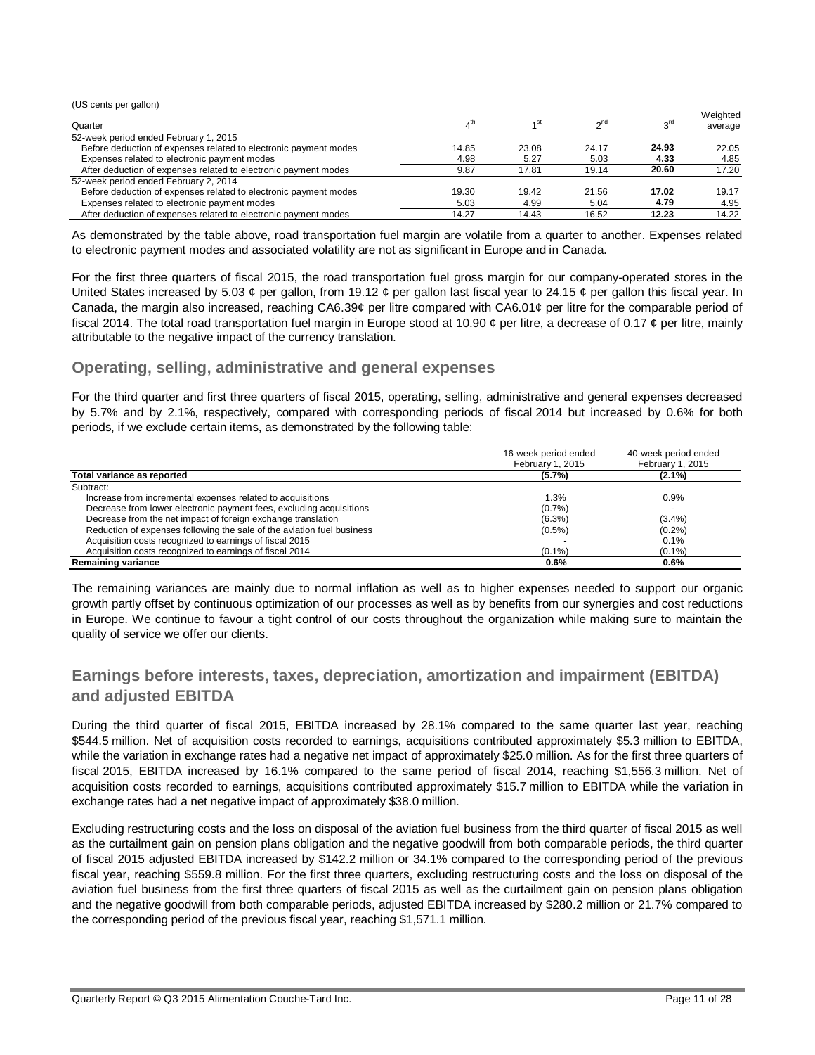(US cents per gallon)

| Quarter | 4th | 1st | 2nd | 3rd | Weighted average |
|---|---|---|---|---|---|
| 52-week period ended February 1, 2015 | | | | | |
| Before deduction of expenses related to electronic payment modes | 14.85 | 23.08 | 24.17 | **24.93** | 22.05 |
| Expenses related to electronic payment modes | 4.98 | 5.27 | 5.03 | **4.33** | 4.85 |
| After deduction of expenses related to electronic payment modes | 9.87 | 17.81 | 19.14 | **20.60** | 17.20 |
| 52-week period ended February 2, 2014 | | | | | |
| Before deduction of expenses related to electronic payment modes | 19.30 | 19.42 | 21.56 | **17.02** | 19.17 |
| Expenses related to electronic payment modes | 5.03 | 4.99 | 5.04 | **4.79** | 4.95 |
| After deduction of expenses related to electronic payment modes | 14.27 | 14.43 | 16.52 | **12.23** | 14.22 |

As demonstrated by the table above, road transportation fuel margin are volatile from a quarter to another. Expenses related to electronic payment modes and associated volatility are not as significant in Europe and in Canada.

For the first three quarters of fiscal 2015, the road transportation fuel gross margin for our company-operated stores in the United States increased by 5.03 ¢ per gallon, from 19.12 ¢ per gallon last fiscal year to 24.15 ¢ per gallon this fiscal year. In Canada, the margin also increased, reaching CA6.39¢ per litre compared with CA6.01¢ per litre for the comparable period of fiscal 2014. The total road transportation fuel margin in Europe stood at 10.90 ¢ per litre, a decrease of 0.17 ¢ per litre, mainly attributable to the negative impact of the currency translation.

## Operating, selling, administrative and general expenses

For the third quarter and first three quarters of fiscal 2015, operating, selling, administrative and general expenses decreased by 5.7% and by 2.1%, respectively, compared with corresponding periods of fiscal 2014 but increased by 0.6% for both periods, if we exclude certain items, as demonstrated by the following table:

| | 16-week period ended February 1, 2015 | 40-week period ended February 1, 2015 |
|---|---|---|
| **Total variance as reported** | **(5.7%)** | **(2.1%)** |
| Subtract: | | |
| Increase from incremental expenses related to acquisitions | 1.3% | 0.9% |
| Decrease from lower electronic payment fees, excluding acquisitions | (0.7%) | - |
| Decrease from the net impact of foreign exchange translation | (6.3%) | (3.4%) |
| Reduction of expenses following the sale of the aviation fuel business | (0.5%) | (0.2%) |
| Acquisition costs recognized to earnings of fiscal 2015 | - | 0.1% |
| Acquisition costs recognized to earnings of fiscal 2014 | (0.1%) | (0.1%) |
| **Remaining variance** | **0.6%** | **0.6%** |

The remaining variances are mainly due to normal inflation as well as to higher expenses needed to support our organic growth partly offset by continuous optimization of our processes as well as by benefits from our synergies and cost reductions in Europe. We continue to favour a tight control of our costs throughout the organization while making sure to maintain the quality of service we offer our clients.

## Earnings before interests, taxes, depreciation, amortization and impairment (EBITDA) and adjusted EBITDA

During the third quarter of fiscal 2015, EBITDA increased by 28.1% compared to the same quarter last year, reaching $544.5 million. Net of acquisition costs recorded to earnings, acquisitions contributed approximately $5.3 million to EBITDA, while the variation in exchange rates had a negative net impact of approximately $25.0 million. As for the first three quarters of fiscal 2015, EBITDA increased by 16.1% compared to the same period of fiscal 2014, reaching $1,556.3 million. Net of acquisition costs recorded to earnings, acquisitions contributed approximately $15.7 million to EBITDA while the variation in exchange rates had a net negative impact of approximately $38.0 million.

Excluding restructuring costs and the loss on disposal of the aviation fuel business from the third quarter of fiscal 2015 as well as the curtailment gain on pension plans obligation and the negative goodwill from both comparable periods, the third quarter of fiscal 2015 adjusted EBITDA increased by $142.2 million or 34.1% compared to the corresponding period of the previous fiscal year, reaching $559.8 million. For the first three quarters, excluding restructuring costs and the loss on disposal of the aviation fuel business from the first three quarters of fiscal 2015 as well as the curtailment gain on pension plans obligation and the negative goodwill from both comparable periods, adjusted EBITDA increased by $280.2 million or 21.7% compared to the corresponding period of the previous fiscal year, reaching $1,571.1 million.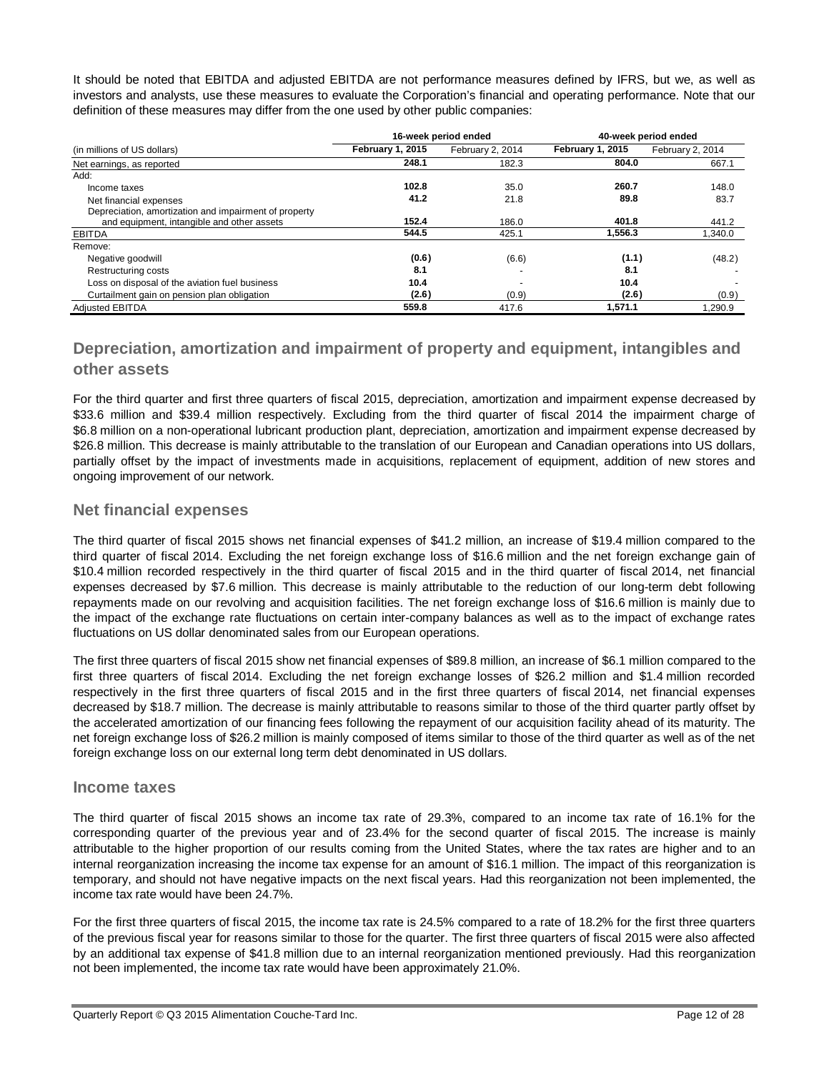It should be noted that EBITDA and adjusted EBITDA are not performance measures defined by IFRS, but we, as well as investors and analysts, use these measures to evaluate the Corporation's financial and operating performance. Note that our definition of these measures may differ from the one used by other public companies:

| | 16-week period ended | | 40-week period ended | |
|---|---|---|---|---|
| (in millions of US dollars) | **February 1, 2015** | February 2, 2014 | **February 1, 2015** | February 2, 2014 |
| Net earnings, as reported | **248.1** | 182.3 | **804.0** | 667.1 |
| Add: | | | | |
| Income taxes | **102.8** | 35.0 | **260.7** | 148.0 |
| Net financial expenses | **41.2** | 21.8 | **89.8** | 83.7 |
| Depreciation, amortization and impairment of property and equipment, intangible and other assets | **152.4** | 186.0 | **401.8** | 441.2 |
| EBITDA | **544.5** | 425.1 | **1,556.3** | 1,340.0 |
| Remove: | | | | |
| Negative goodwill | **(0.6)** | (6.6) | **(1.1)** | (48.2) |
| Restructuring costs | **8.1** | - | **8.1** | - |
| Loss on disposal of the aviation fuel business | **10.4** | - | **10.4** | - |
| Curtailment gain on pension plan obligation | **(2.6)** | (0.9) | **(2.6)** | (0.9) |
| Adjusted EBITDA | **559.8** | 417.6 | **1,571.1** | 1,290.9 |

## Depreciation, amortization and impairment of property and equipment, intangibles and other assets

For the third quarter and first three quarters of fiscal 2015, depreciation, amortization and impairment expense decreased by $33.6 million and $39.4 million respectively. Excluding from the third quarter of fiscal 2014 the impairment charge of $6.8 million on a non-operational lubricant production plant, depreciation, amortization and impairment expense decreased by $26.8 million. This decrease is mainly attributable to the translation of our European and Canadian operations into US dollars, partially offset by the impact of investments made in acquisitions, replacement of equipment, addition of new stores and ongoing improvement of our network.

## Net financial expenses

The third quarter of fiscal 2015 shows net financial expenses of $41.2 million, an increase of $19.4 million compared to the third quarter of fiscal 2014. Excluding the net foreign exchange loss of $16.6 million and the net foreign exchange gain of $10.4 million recorded respectively in the third quarter of fiscal 2015 and in the third quarter of fiscal 2014, net financial expenses decreased by $7.6 million. This decrease is mainly attributable to the reduction of our long-term debt following repayments made on our revolving and acquisition facilities. The net foreign exchange loss of $16.6 million is mainly due to the impact of the exchange rate fluctuations on certain inter-company balances as well as to the impact of exchange rates fluctuations on US dollar denominated sales from our European operations.

The first three quarters of fiscal 2015 show net financial expenses of $89.8 million, an increase of $6.1 million compared to the first three quarters of fiscal 2014. Excluding the net foreign exchange losses of $26.2 million and $1.4 million recorded respectively in the first three quarters of fiscal 2015 and in the first three quarters of fiscal 2014, net financial expenses decreased by $18.7 million. The decrease is mainly attributable to reasons similar to those of the third quarter partly offset by the accelerated amortization of our financing fees following the repayment of our acquisition facility ahead of its maturity. The net foreign exchange loss of $26.2 million is mainly composed of items similar to those of the third quarter as well as of the net foreign exchange loss on our external long term debt denominated in US dollars.

## Income taxes

The third quarter of fiscal 2015 shows an income tax rate of 29.3%, compared to an income tax rate of 16.1% for the corresponding quarter of the previous year and of 23.4% for the second quarter of fiscal 2015. The increase is mainly attributable to the higher proportion of our results coming from the United States, where the tax rates are higher and to an internal reorganization increasing the income tax expense for an amount of $16.1 million. The impact of this reorganization is temporary, and should not have negative impacts on the next fiscal years. Had this reorganization not been implemented, the income tax rate would have been 24.7%.

For the first three quarters of fiscal 2015, the income tax rate is 24.5% compared to a rate of 18.2% for the first three quarters of the previous fiscal year for reasons similar to those for the quarter. The first three quarters of fiscal 2015 were also affected by an additional tax expense of $41.8 million due to an internal reorganization mentioned previously. Had this reorganization not been implemented, the income tax rate would have been approximately 21.0%.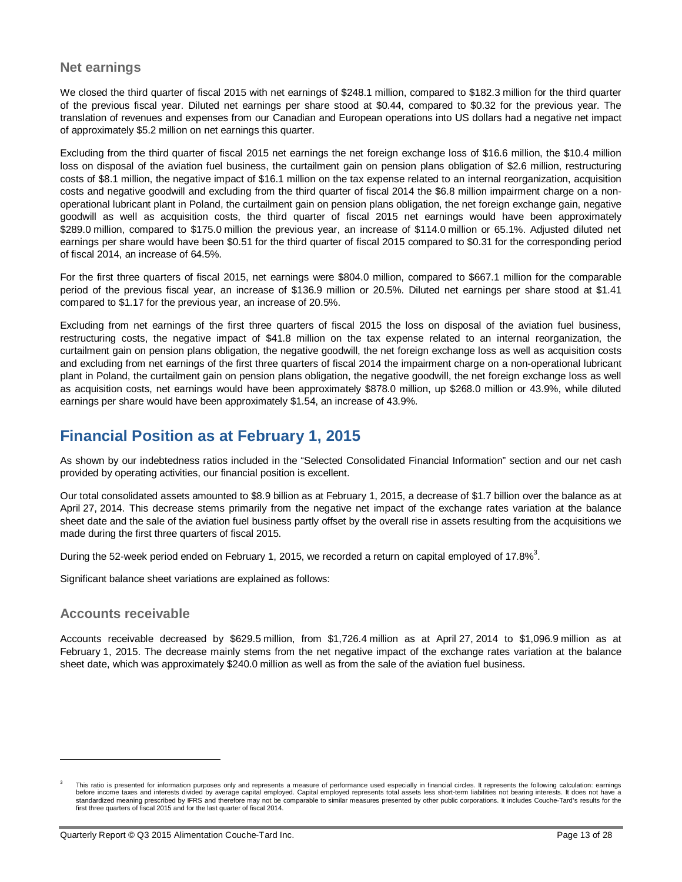### Net earnings

We closed the third quarter of fiscal 2015 with net earnings of $248.1 million, compared to $182.3 million for the third quarter of the previous fiscal year. Diluted net earnings per share stood at $0.44, compared to $0.32 for the previous year. The translation of revenues and expenses from our Canadian and European operations into US dollars had a negative net impact of approximately $5.2 million on net earnings this quarter.

Excluding from the third quarter of fiscal 2015 net earnings the net foreign exchange loss of $16.6 million, the $10.4 million loss on disposal of the aviation fuel business, the curtailment gain on pension plans obligation of $2.6 million, restructuring costs of $8.1 million, the negative impact of $16.1 million on the tax expense related to an internal reorganization, acquisition costs and negative goodwill and excluding from the third quarter of fiscal 2014 the $6.8 million impairment charge on a non-operational lubricant plant in Poland, the curtailment gain on pension plans obligation, the net foreign exchange gain, negative goodwill as well as acquisition costs, the third quarter of fiscal 2015 net earnings would have been approximately $289.0 million, compared to $175.0 million the previous year, an increase of $114.0 million or 65.1%. Adjusted diluted net earnings per share would have been $0.51 for the third quarter of fiscal 2015 compared to $0.31 for the corresponding period of fiscal 2014, an increase of 64.5%.

For the first three quarters of fiscal 2015, net earnings were $804.0 million, compared to $667.1 million for the comparable period of the previous fiscal year, an increase of $136.9 million or 20.5%. Diluted net earnings per share stood at $1.41 compared to $1.17 for the previous year, an increase of 20.5%.

Excluding from net earnings of the first three quarters of fiscal 2015 the loss on disposal of the aviation fuel business, restructuring costs, the negative impact of $41.8 million on the tax expense related to an internal reorganization, the curtailment gain on pension plans obligation, the negative goodwill, the net foreign exchange loss as well as acquisition costs and excluding from net earnings of the first three quarters of fiscal 2014 the impairment charge on a non-operational lubricant plant in Poland, the curtailment gain on pension plans obligation, the negative goodwill, the net foreign exchange loss as well as acquisition costs, net earnings would have been approximately $878.0 million, up $268.0 million or 43.9%, while diluted earnings per share would have been approximately $1.54, an increase of 43.9%.

## Financial Position as at February 1, 2015

As shown by our indebtedness ratios included in the "Selected Consolidated Financial Information" section and our net cash provided by operating activities, our financial position is excellent.

Our total consolidated assets amounted to $8.9 billion as at February 1, 2015, a decrease of $1.7 billion over the balance as at April 27, 2014. This decrease stems primarily from the negative net impact of the exchange rates variation at the balance sheet date and the sale of the aviation fuel business partly offset by the overall rise in assets resulting from the acquisitions we made during the first three quarters of fiscal 2015.

During the 52-week period ended on February 1, 2015, we recorded a return on capital employed of 17.8%[3].

Significant balance sheet variations are explained as follows:

### Accounts receivable

Accounts receivable decreased by $629.5 million, from $1,726.4 million as at April 27, 2014 to $1,096.9 million as at February 1, 2015. The decrease mainly stems from the net negative impact of the exchange rates variation at the balance sheet date, which was approximately $240.0 million as well as from the sale of the aviation fuel business.

---

[3] This ratio is presented for information purposes only and represents a measure of performance used especially in financial circles. It represents the following calculation: earnings before income taxes and interests divided by average capital employed. Capital employed represents total assets less short-term liabilities not bearing interests. It does not have a standardized meaning prescribed by IFRS and therefore may not be comparable to similar measures presented by other public corporations. It includes Couche-Tard's results for the first three quarters of fiscal 2015 and for the last quarter of fiscal 2014.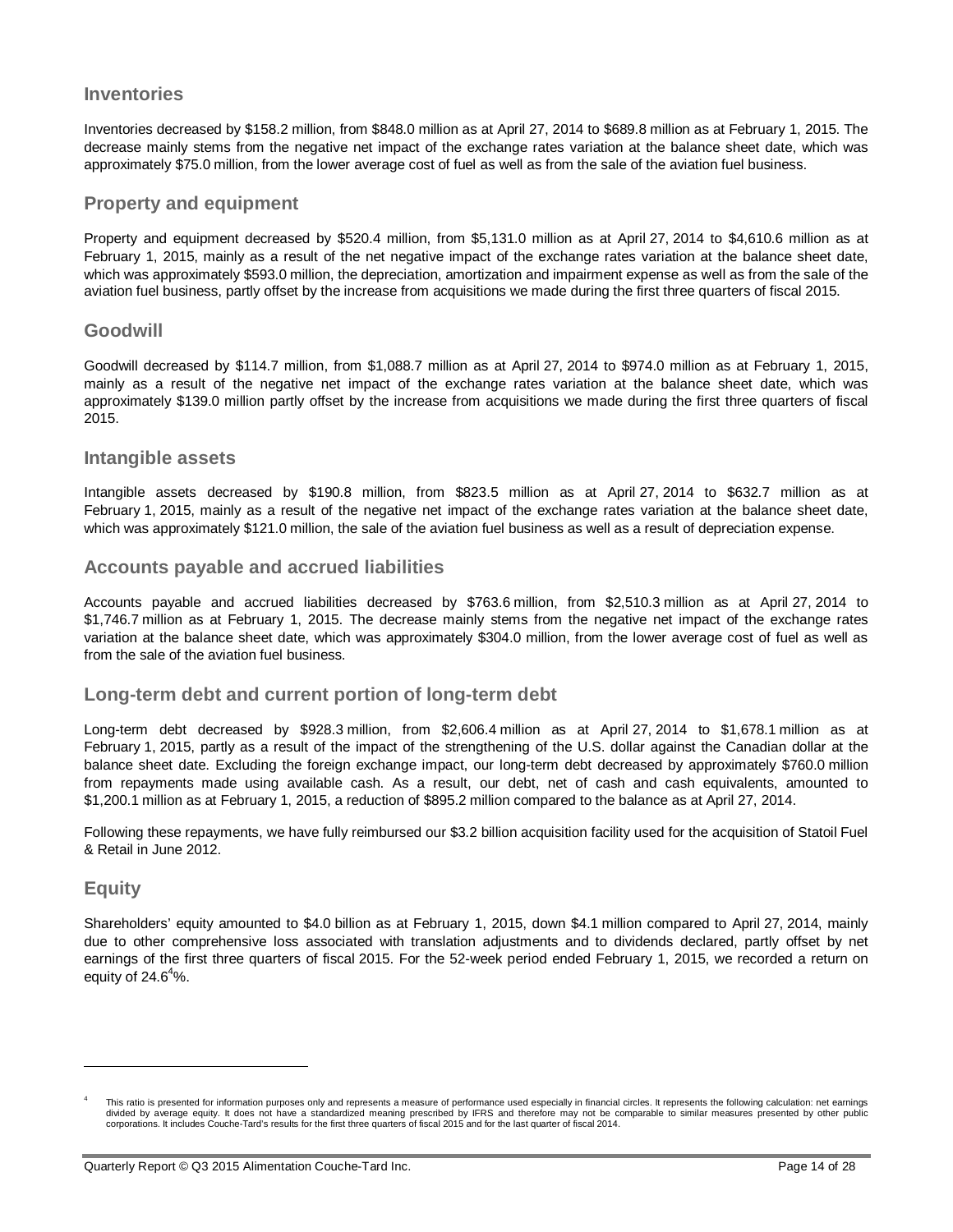## Inventories

Inventories decreased by $158.2 million, from $848.0 million as at April 27, 2014 to $689.8 million as at February 1, 2015. The decrease mainly stems from the negative net impact of the exchange rates variation at the balance sheet date, which was approximately $75.0 million, from the lower average cost of fuel as well as from the sale of the aviation fuel business.

## Property and equipment

Property and equipment decreased by $520.4 million, from $5,131.0 million as at April 27, 2014 to $4,610.6 million as at February 1, 2015, mainly as a result of the net negative impact of the exchange rates variation at the balance sheet date, which was approximately $593.0 million, the depreciation, amortization and impairment expense as well as from the sale of the aviation fuel business, partly offset by the increase from acquisitions we made during the first three quarters of fiscal 2015.

## Goodwill

Goodwill decreased by $114.7 million, from $1,088.7 million as at April 27, 2014 to $974.0 million as at February 1, 2015, mainly as a result of the negative net impact of the exchange rates variation at the balance sheet date, which was approximately $139.0 million partly offset by the increase from acquisitions we made during the first three quarters of fiscal 2015.

## Intangible assets

Intangible assets decreased by $190.8 million, from $823.5 million as at April 27, 2014 to $632.7 million as at February 1, 2015, mainly as a result of the negative net impact of the exchange rates variation at the balance sheet date, which was approximately $121.0 million, the sale of the aviation fuel business as well as a result of depreciation expense.

## Accounts payable and accrued liabilities

Accounts payable and accrued liabilities decreased by $763.6 million, from $2,510.3 million as at April 27, 2014 to $1,746.7 million as at February 1, 2015. The decrease mainly stems from the negative net impact of the exchange rates variation at the balance sheet date, which was approximately $304.0 million, from the lower average cost of fuel as well as from the sale of the aviation fuel business.

## Long-term debt and current portion of long-term debt

Long-term debt decreased by $928.3 million, from $2,606.4 million as at April 27, 2014 to $1,678.1 million as at February 1, 2015, partly as a result of the impact of the strengthening of the U.S. dollar against the Canadian dollar at the balance sheet date. Excluding the foreign exchange impact, our long-term debt decreased by approximately $760.0 million from repayments made using available cash. As a result, our debt, net of cash and cash equivalents, amounted to $1,200.1 million as at February 1, 2015, a reduction of $895.2 million compared to the balance as at April 27, 2014.

Following these repayments, we have fully reimbursed our $3.2 billion acquisition facility used for the acquisition of Statoil Fuel & Retail in June 2012.

## Equity

Shareholders' equity amounted to $4.0 billion as at February 1, 2015, down $4.1 million compared to April 27, 2014, mainly due to other comprehensive loss associated with translation adjustments and to dividends declared, partly offset by net earnings of the first three quarters of fiscal 2015. For the 52-week period ended February 1, 2015, we recorded a return on equity of 24.6[4]%.

---

[4] This ratio is presented for information purposes only and represents a measure of performance used especially in financial circles. It represents the following calculation: net earnings divided by average equity. It does not have a standardized meaning prescribed by IFRS and therefore may not be comparable to similar measures presented by other public corporations. It includes Couche-Tard's results for the first three quarters of fiscal 2015 and for the last quarter of fiscal 2014.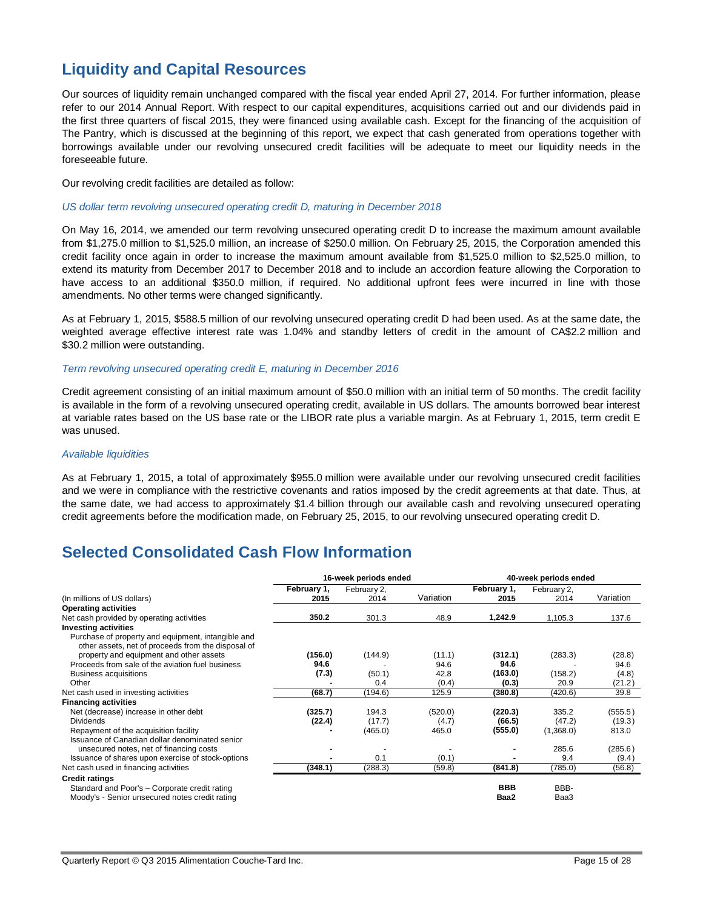## Liquidity and Capital Resources

Our sources of liquidity remain unchanged compared with the fiscal year ended April 27, 2014. For further information, please refer to our 2014 Annual Report. With respect to our capital expenditures, acquisitions carried out and our dividends paid in the first three quarters of fiscal 2015, they were financed using available cash. Except for the financing of the acquisition of The Pantry, which is discussed at the beginning of this report, we expect that cash generated from operations together with borrowings available under our revolving unsecured credit facilities will be adequate to meet our liquidity needs in the foreseeable future.

Our revolving credit facilities are detailed as follow:

*US dollar term revolving unsecured operating credit D, maturing in December 2018*

On May 16, 2014, we amended our term revolving unsecured operating credit D to increase the maximum amount available from $1,275.0 million to $1,525.0 million, an increase of $250.0 million. On February 25, 2015, the Corporation amended this credit facility once again in order to increase the maximum amount available from $1,525.0 million to $2,525.0 million, to extend its maturity from December 2017 to December 2018 and to include an accordion feature allowing the Corporation to have access to an additional $350.0 million, if required. No additional upfront fees were incurred in line with those amendments. No other terms were changed significantly.

As at February 1, 2015, $588.5 million of our revolving unsecured operating credit D had been used. As at the same date, the weighted average effective interest rate was 1.04% and standby letters of credit in the amount of CA$2.2 million and $30.2 million were outstanding.

*Term revolving unsecured operating credit E, maturing in December 2016*

Credit agreement consisting of an initial maximum amount of $50.0 million with an initial term of 50 months. The credit facility is available in the form of a revolving unsecured operating credit, available in US dollars. The amounts borrowed bear interest at variable rates based on the US base rate or the LIBOR rate plus a variable margin. As at February 1, 2015, term credit E was unused.

*Available liquidities*

As at February 1, 2015, a total of approximately $955.0 million were available under our revolving unsecured credit facilities and we were in compliance with the restrictive covenants and ratios imposed by the credit agreements at that date. Thus, at the same date, we had access to approximately $1.4 billion through our available cash and revolving unsecured operating credit agreements before the modification made, on February 25, 2015, to our revolving unsecured operating credit D.

## Selected Consolidated Cash Flow Information

| | 16-week periods ended | | | 40-week periods ended | | |
|---|---|---|---|---|---|---|
| (In millions of US dollars) | **February 1, 2015** | February 2, 2014 | Variation | **February 1, 2015** | February 2, 2014 | Variation |
| **Operating activities** | | | | | | |
| Net cash provided by operating activities | **350.2** | 301.3 | 48.9 | **1,242.9** | 1,105.3 | 137.6 |
| **Investing activities** | | | | | | |
| Purchase of property and equipment, intangible and other assets, net of proceeds from the disposal of property and equipment and other assets | **(156.0)** | (144.9) | (11.1) | **(312.1)** | (283.3) | (28.8) |
| Proceeds from sale of the aviation fuel business | **94.6** | - | 94.6 | **94.6** | - | 94.6 |
| Business acquisitions | **(7.3)** | (50.1) | 42.8 | **(163.0)** | (158.2) | (4.8) |
| Other | **-** | 0.4 | (0.4) | **(0.3)** | 20.9 | (21.2) |
| Net cash used in investing activities | **(68.7)** | (194.6) | 125.9 | **(380.8)** | (420.6) | 39.8 |
| **Financing activities** | | | | | | |
| Net (decrease) increase in other debt | **(325.7)** | 194.3 | (520.0) | **(220.3)** | 335.2 | (555.5) |
| Dividends | **(22.4)** | (17.7) | (4.7) | **(66.5)** | (47.2) | (19.3) |
| Repayment of the acquisition facility | **-** | (465.0) | 465.0 | **(555.0)** | (1,368.0) | 813.0 |
| Issuance of Canadian dollar denominated senior unsecured notes, net of financing costs | **-** | - | - | **-** | 285.6 | (285.6) |
| Issuance of shares upon exercise of stock-options | **-** | 0.1 | (0.1) | **-** | 9.4 | (9.4) |
| Net cash used in financing activities | **(348.1)** | (288.3) | (59.8) | **(841.8)** | (785.0) | (56.8) |
| **Credit ratings** | | | | | | |
| Standard and Poor's – Corporate credit rating | | | | **BBB** | BBB- | |
| Moody's - Senior unsecured notes credit rating | | | | **Baa2** | Baa3 | |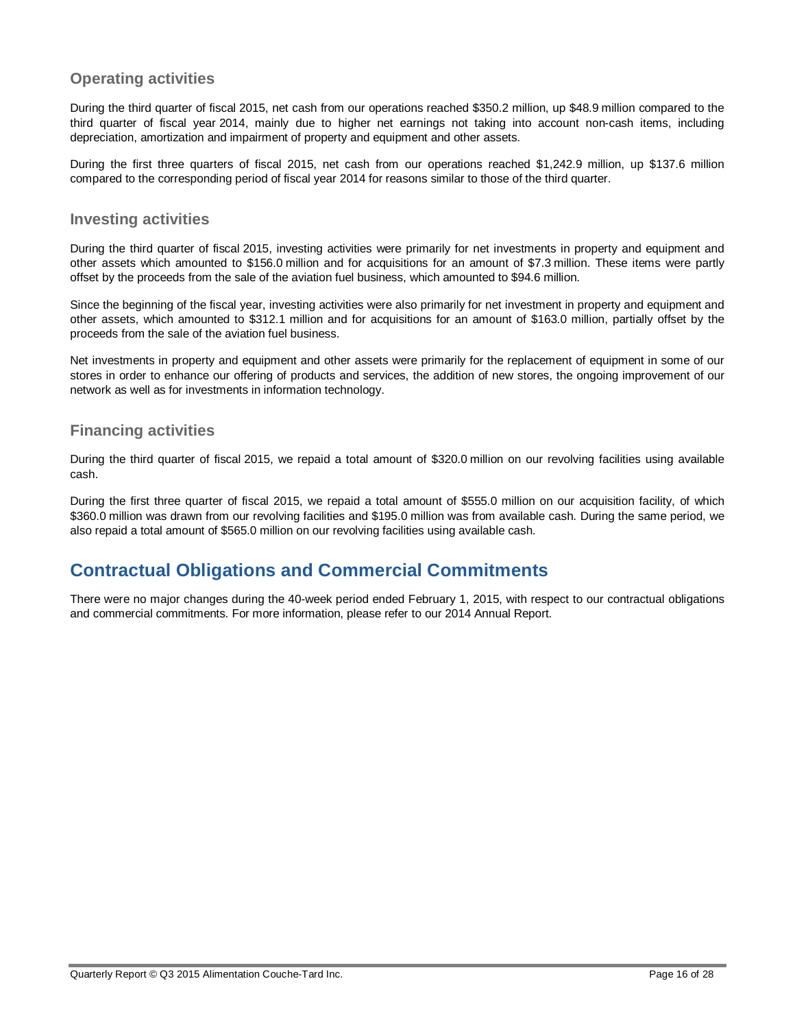### Operating activities

During the third quarter of fiscal 2015, net cash from our operations reached $350.2 million, up $48.9 million compared to the third quarter of fiscal year 2014, mainly due to higher net earnings not taking into account non-cash items, including depreciation, amortization and impairment of property and equipment and other assets.

During the first three quarters of fiscal 2015, net cash from our operations reached $1,242.9 million, up $137.6 million compared to the corresponding period of fiscal year 2014 for reasons similar to those of the third quarter.

### Investing activities

During the third quarter of fiscal 2015, investing activities were primarily for net investments in property and equipment and other assets which amounted to $156.0 million and for acquisitions for an amount of $7.3 million. These items were partly offset by the proceeds from the sale of the aviation fuel business, which amounted to $94.6 million.

Since the beginning of the fiscal year, investing activities were also primarily for net investment in property and equipment and other assets, which amounted to $312.1 million and for acquisitions for an amount of $163.0 million, partially offset by the proceeds from the sale of the aviation fuel business.

Net investments in property and equipment and other assets were primarily for the replacement of equipment in some of our stores in order to enhance our offering of products and services, the addition of new stores, the ongoing improvement of our network as well as for investments in information technology.

### Financing activities

During the third quarter of fiscal 2015, we repaid a total amount of $320.0 million on our revolving facilities using available cash.

During the first three quarter of fiscal 2015, we repaid a total amount of $555.0 million on our acquisition facility, of which $360.0 million was drawn from our revolving facilities and $195.0 million was from available cash. During the same period, we also repaid a total amount of $565.0 million on our revolving facilities using available cash.

## Contractual Obligations and Commercial Commitments

There were no major changes during the 40-week period ended February 1, 2015, with respect to our contractual obligations and commercial commitments. For more information, please refer to our 2014 Annual Report.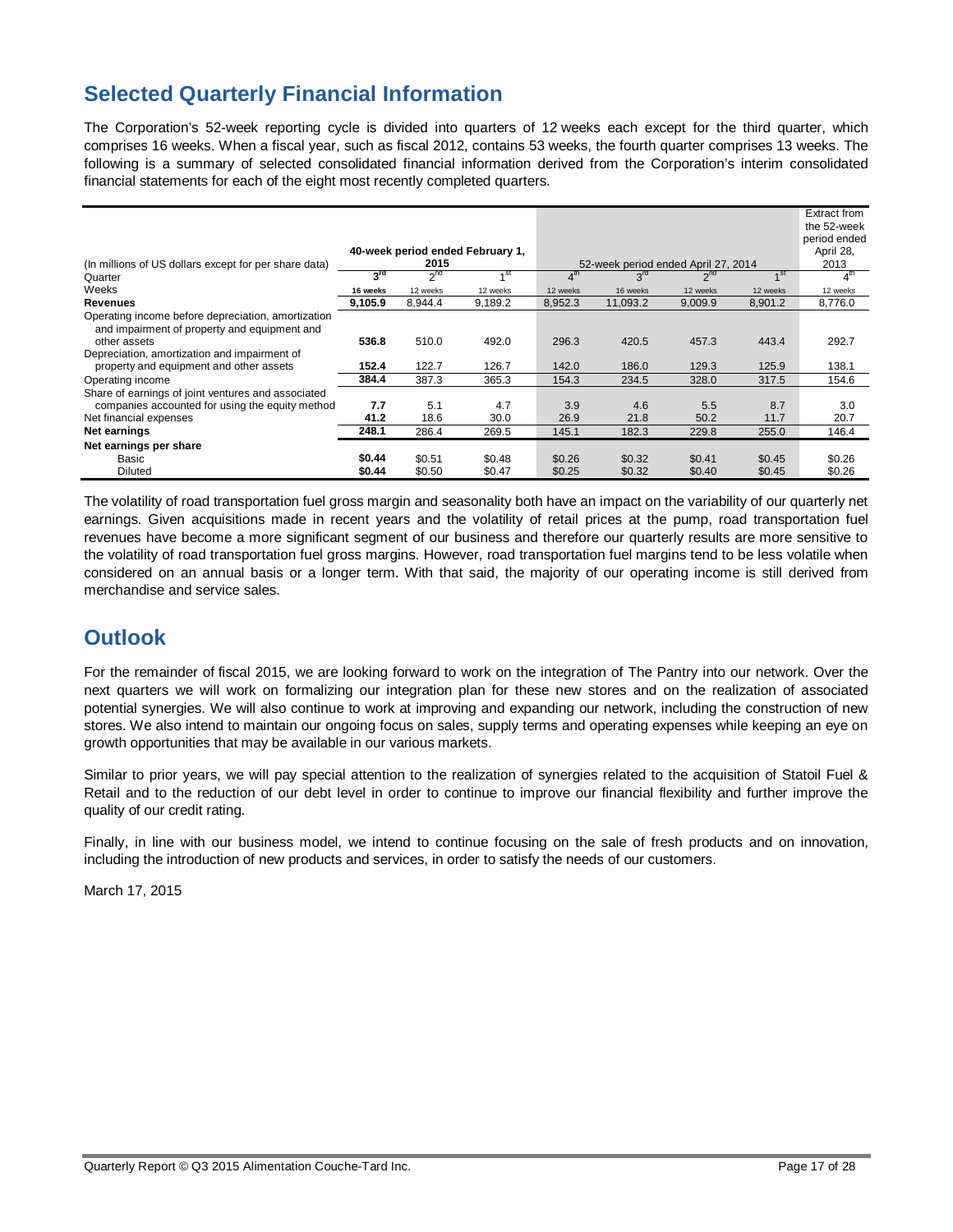## Selected Quarterly Financial Information

The Corporation's 52-week reporting cycle is divided into quarters of 12 weeks each except for the third quarter, which comprises 16 weeks. When a fiscal year, such as fiscal 2012, contains 53 weeks, the fourth quarter comprises 13 weeks. The following is a summary of selected consolidated financial information derived from the Corporation's interim consolidated financial statements for each of the eight most recently completed quarters.

| (In millions of US dollars except for per share data) | 40-week period ended February 1, 2015 | | | 52-week period ended April 27, 2014 | | | | Extract from the 52-week period ended April 28, 2013 |
|---|---|---|---|---|---|---|---|---|
| Quarter | 3rd | 2nd | 1st | 4th | 3rd | 2nd | 1st | 4th |
| Weeks | 16 weeks | 12 weeks | 12 weeks | 12 weeks | 16 weeks | 12 weeks | 12 weeks | 12 weeks |
| **Revenues** | **9,105.9** | 8,944.4 | 9,189.2 | 8,952.3 | 11,093.2 | 9,009.9 | 8,901.2 | 8,776.0 |
| Operating income before depreciation, amortization and impairment of property and equipment and other assets | **536.8** | 510.0 | 492.0 | 296.3 | 420.5 | 457.3 | 443.4 | 292.7 |
| Depreciation, amortization and impairment of property and equipment and other assets | **152.4** | 122.7 | 126.7 | 142.0 | 186.0 | 129.3 | 125.9 | 138.1 |
| Operating income | **384.4** | 387.3 | 365.3 | 154.3 | 234.5 | 328.0 | 317.5 | 154.6 |
| Share of earnings of joint ventures and associated companies accounted for using the equity method | **7.7** | 5.1 | 4.7 | 3.9 | 4.6 | 5.5 | 8.7 | 3.0 |
| Net financial expenses | **41.2** | 18.6 | 30.0 | 26.9 | 21.8 | 50.2 | 11.7 | 20.7 |
| **Net earnings** | **248.1** | 286.4 | 269.5 | 145.1 | 182.3 | 229.8 | 255.0 | 146.4 |
| **Net earnings per share** | | | | | | | | |
| Basic | **$0.44** | $0.51 | $0.48 | $0.26 | $0.32 | $0.41 | $0.45 | $0.26 |
| Diluted | **$0.44** | $0.50 | $0.47 | $0.25 | $0.32 | $0.40 | $0.45 | $0.26 |

The volatility of road transportation fuel gross margin and seasonality both have an impact on the variability of our quarterly net earnings. Given acquisitions made in recent years and the volatility of retail prices at the pump, road transportation fuel revenues have become a more significant segment of our business and therefore our quarterly results are more sensitive to the volatility of road transportation fuel gross margins. However, road transportation fuel margins tend to be less volatile when considered on an annual basis or a longer term. With that said, the majority of our operating income is still derived from merchandise and service sales.

## Outlook

For the remainder of fiscal 2015, we are looking forward to work on the integration of The Pantry into our network. Over the next quarters we will work on formalizing our integration plan for these new stores and on the realization of associated potential synergies. We will also continue to work at improving and expanding our network, including the construction of new stores. We also intend to maintain our ongoing focus on sales, supply terms and operating expenses while keeping an eye on growth opportunities that may be available in our various markets.

Similar to prior years, we will pay special attention to the realization of synergies related to the acquisition of Statoil Fuel & Retail and to the reduction of our debt level in order to continue to improve our financial flexibility and further improve the quality of our credit rating.

Finally, in line with our business model, we intend to continue focusing on the sale of fresh products and on innovation, including the introduction of new products and services, in order to satisfy the needs of our customers.

March 17, 2015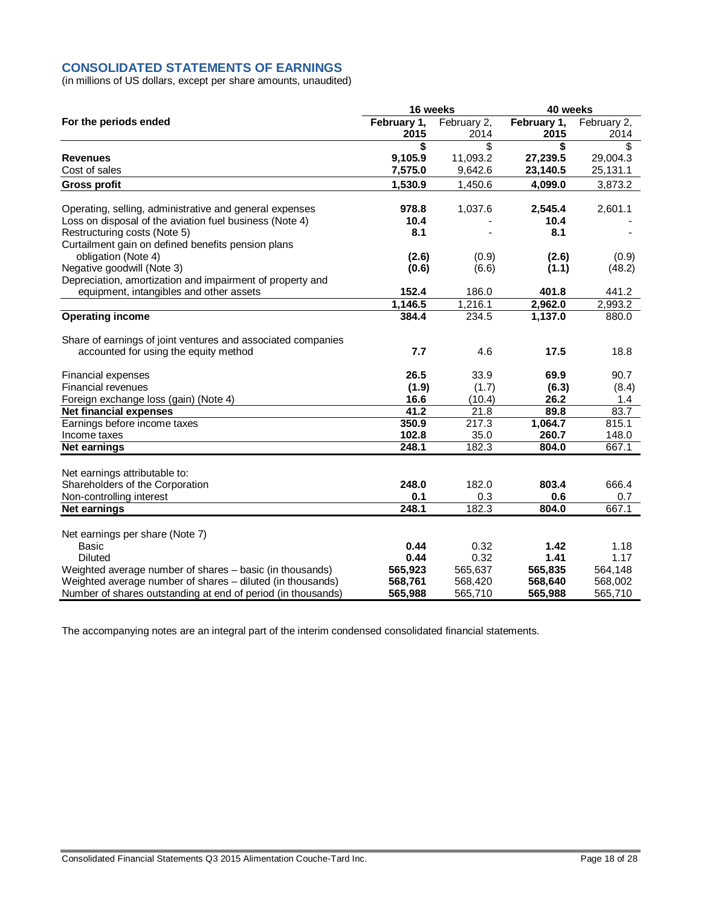## CONSOLIDATED STATEMENTS OF EARNINGS

(in millions of US dollars, except per share amounts, unaudited)

| For the periods ended | 16 weeks | | 40 weeks | |
|---|---|---|---|---|
| | **February 1, 2015** | February 2, 2014 | **February 1, 2015** | February 2, 2014 |
| | **$** | $ | **$** | $ |
| **Revenues** | **9,105.9** | 11,093.2 | **27,239.5** | 29,004.3 |
| Cost of sales | **7,575.0** | 9,642.6 | **23,140.5** | 25,131.1 |
| **Gross profit** | **1,530.9** | 1,450.6 | **4,099.0** | 3,873.2 |
| | | | | |
| Operating, selling, administrative and general expenses | **978.8** | 1,037.6 | **2,545.4** | 2,601.1 |
| Loss on disposal of the aviation fuel business (Note 4) | **10.4** | - | **10.4** | - |
| Restructuring costs (Note 5) | **8.1** | - | **8.1** | - |
| Curtailment gain on defined benefits pension plans obligation (Note 4) | **(2.6)** | (0.9) | **(2.6)** | (0.9) |
| Negative goodwill (Note 3) | **(0.6)** | (6.6) | **(1.1)** | (48.2) |
| Depreciation, amortization and impairment of property and equipment, intangibles and other assets | **152.4** | 186.0 | **401.8** | 441.2 |
| | **1,146.5** | 1,216.1 | **2,962.0** | 2,993.2 |
| **Operating income** | **384.4** | 234.5 | **1,137.0** | 880.0 |
| | | | | |
| Share of earnings of joint ventures and associated companies accounted for using the equity method | **7.7** | 4.6 | **17.5** | 18.8 |
| | | | | |
| Financial expenses | **26.5** | 33.9 | **69.9** | 90.7 |
| Financial revenues | **(1.9)** | (1.7) | **(6.3)** | (8.4) |
| Foreign exchange loss (gain) (Note 4) | **16.6** | (10.4) | **26.2** | 1.4 |
| **Net financial expenses** | **41.2** | 21.8 | **89.8** | 83.7 |
| Earnings before income taxes | **350.9** | 217.3 | **1,064.7** | 815.1 |
| Income taxes | **102.8** | 35.0 | **260.7** | 148.0 |
| **Net earnings** | **248.1** | 182.3 | **804.0** | 667.1 |
| | | | | |
| Net earnings attributable to: | | | | |
| Shareholders of the Corporation | **248.0** | 182.0 | **803.4** | 666.4 |
| Non-controlling interest | **0.1** | 0.3 | **0.6** | 0.7 |
| **Net earnings** | **248.1** | 182.3 | **804.0** | 667.1 |
| | | | | |
| Net earnings per share (Note 7) | | | | |
| Basic | **0.44** | 0.32 | **1.42** | 1.18 |
| Diluted | **0.44** | 0.32 | **1.41** | 1.17 |
| Weighted average number of shares – basic (in thousands) | **565,923** | 565,637 | **565,835** | 564,148 |
| Weighted average number of shares – diluted (in thousands) | **568,761** | 568,420 | **568,640** | 568,002 |
| Number of shares outstanding at end of period (in thousands) | **565,988** | 565,710 | **565,988** | 565,710 |

The accompanying notes are an integral part of the interim condensed consolidated financial statements.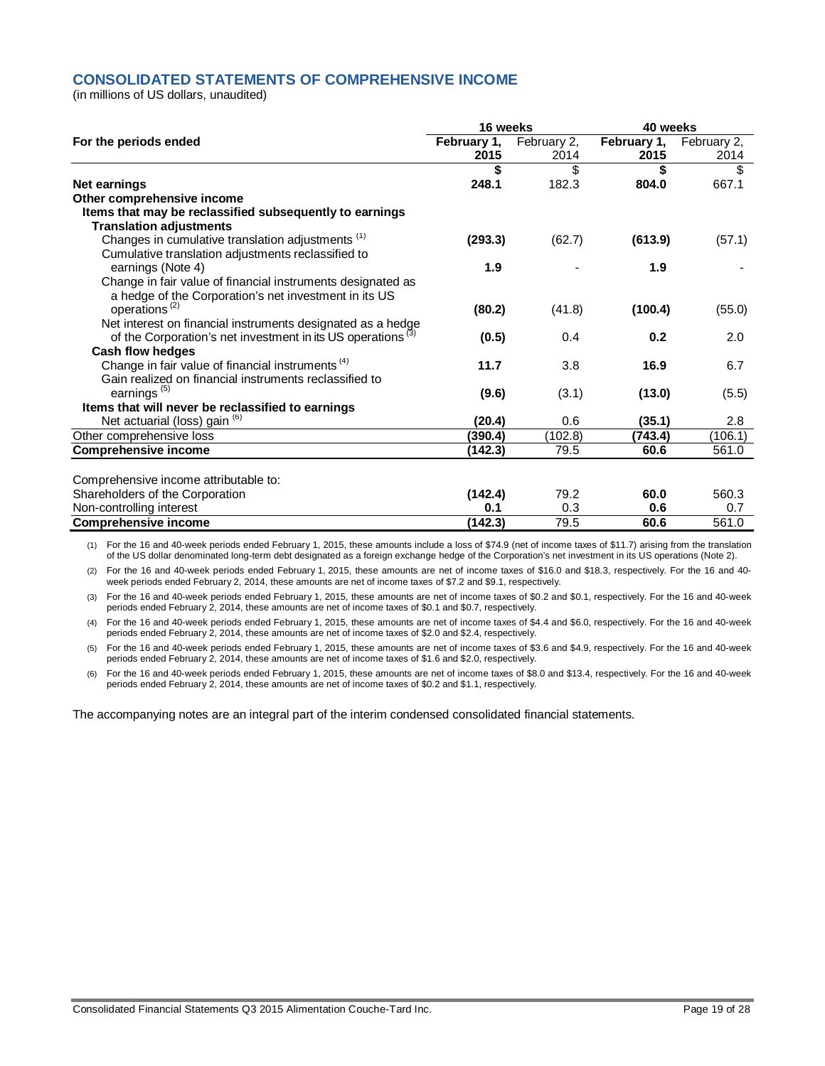## CONSOLIDATED STATEMENTS OF COMPREHENSIVE INCOME

(in millions of US dollars, unaudited)

| For the periods ended | 16 weeks | | 40 weeks | |
|---|---|---|---|---|
| | **February 1, 2015** | February 2, 2014 | **February 1, 2015** | February 2, 2014 |
| | **$** | $ | **$** | $ |
| **Net earnings** | **248.1** | 182.3 | **804.0** | 667.1 |
| **Other comprehensive income** | | | | |
| **Items that may be reclassified subsequently to earnings** | | | | |
| **Translation adjustments** | | | | |
| Changes in cumulative translation adjustments [(1)] | **(293.3)** | (62.7) | **(613.9)** | (57.1) |
| Cumulative translation adjustments reclassified to earnings (Note 4) | **1.9** | - | **1.9** | - |
| Change in fair value of financial instruments designated as a hedge of the Corporation's net investment in its US operations [(2)] | **(80.2)** | (41.8) | **(100.4)** | (55.0) |
| Net interest on financial instruments designated as a hedge of the Corporation's net investment in its US operations [(3)] | **(0.5)** | 0.4 | **0.2** | 2.0 |
| **Cash flow hedges** | | | | |
| Change in fair value of financial instruments [(4)] | **11.7** | 3.8 | **16.9** | 6.7 |
| Gain realized on financial instruments reclassified to earnings [(5)] | **(9.6)** | (3.1) | **(13.0)** | (5.5) |
| **Items that will never be reclassified to earnings** | | | | |
| Net actuarial (loss) gain [(6)] | **(20.4)** | 0.6 | **(35.1)** | 2.8 |
| Other comprehensive loss | **(390.4)** | (102.8) | **(743.4)** | (106.1) |
| **Comprehensive income** | **(142.3)** | 79.5 | **60.6** | 561.0 |
| | | | | |
| Comprehensive income attributable to: | | | | |
| Shareholders of the Corporation | **(142.4)** | 79.2 | **60.0** | 560.3 |
| Non-controlling interest | **0.1** | 0.3 | **0.6** | 0.7 |
| **Comprehensive income** | **(142.3)** | 79.5 | **60.6** | 561.0 |

(1) For the 16 and 40-week periods ended February 1, 2015, these amounts include a loss of $74.9 (net of income taxes of $11.7) arising from the translation of the US dollar denominated long-term debt designated as a foreign exchange hedge of the Corporation's net investment in its US operations (Note 2).

(2) For the 16 and 40-week periods ended February 1, 2015, these amounts are net of income taxes of $16.0 and $18.3, respectively. For the 16 and 40-week periods ended February 2, 2014, these amounts are net of income taxes of $7.2 and $9.1, respectively.

(3) For the 16 and 40-week periods ended February 1, 2015, these amounts are net of income taxes of $0.2 and $0.1, respectively. For the 16 and 40-week periods ended February 2, 2014, these amounts are net of income taxes of $0.1 and $0.7, respectively.

(4) For the 16 and 40-week periods ended February 1, 2015, these amounts are net of income taxes of $4.4 and $6.0, respectively. For the 16 and 40-week periods ended February 2, 2014, these amounts are net of income taxes of $2.0 and $2.4, respectively.

(5) For the 16 and 40-week periods ended February 1, 2015, these amounts are net of income taxes of $3.6 and $4.9, respectively. For the 16 and 40-week periods ended February 2, 2014, these amounts are net of income taxes of $1.6 and $2.0, respectively.

(6) For the 16 and 40-week periods ended February 1, 2015, these amounts are net of income taxes of $8.0 and $13.4, respectively. For the 16 and 40-week periods ended February 2, 2014, these amounts are net of income taxes of $0.2 and $1.1, respectively.

The accompanying notes are an integral part of the interim condensed consolidated financial statements.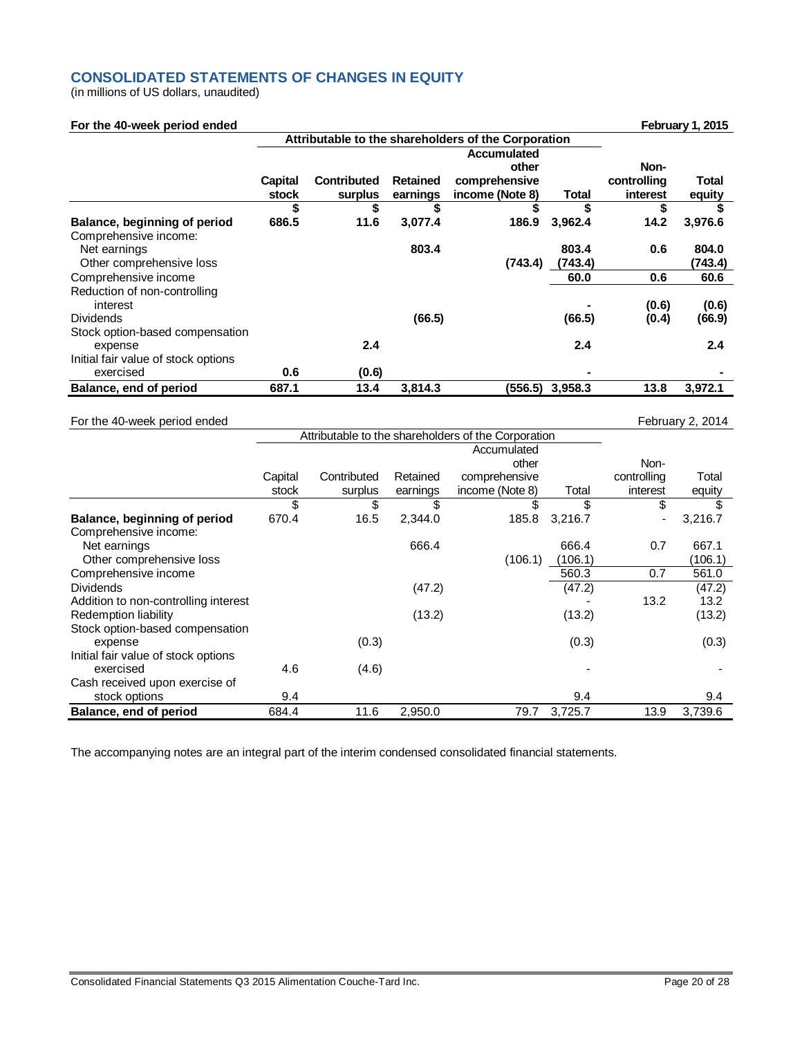## CONSOLIDATED STATEMENTS OF CHANGES IN EQUITY

(in millions of US dollars, unaudited)

| **For the 40-week period ended** | | | | | | | **February 1, 2015** |
|---|---|---|---|---|---|---|---|
| | **Attributable to the shareholders of the Corporation** | | | | | | |
| | **Capital stock** | **Contributed surplus** | **Retained earnings** | **Accumulated other comprehensive income (Note 8)** | **Total** | **Non-controlling interest** | **Total equity** |
| | **$** | **$** | **$** | **$** | **$** | **$** | **$** |
| **Balance, beginning of period** | **686.5** | **11.6** | **3,077.4** | **186.9** | **3,962.4** | **14.2** | **3,976.6** |
| Comprehensive income: | | | | | | | |
| Net earnings | | | **803.4** | | **803.4** | **0.6** | **804.0** |
| Other comprehensive loss | | | | **(743.4)** | **(743.4)** | | **(743.4)** |
| Comprehensive income | | | | | **60.0** | **0.6** | **60.6** |
| Reduction of non-controlling interest | | | | | **-** | **(0.6)** | **(0.6)** |
| Dividends | | | **(66.5)** | | **(66.5)** | **(0.4)** | **(66.9)** |
| Stock option-based compensation expense | | **2.4** | | | **2.4** | | **2.4** |
| Initial fair value of stock options exercised | **0.6** | **(0.6)** | | | **-** | | **-** |
| **Balance, end of period** | **687.1** | **13.4** | **3,814.3** | **(556.5)** | **3,958.3** | **13.8** | **3,972.1** |

| For the 40-week period ended | | | | | | | February 2, 2014 |
|---|---|---|---|---|---|---|---|
| | Attributable to the shareholders of the Corporation | | | | | | |
| | Capital stock | Contributed surplus | Retained earnings | Accumulated other comprehensive income (Note 8) | Total | Non-controlling interest | Total equity |
| | $ | $ | $ | $ | $ | $ | $ |
| **Balance, beginning of period** | 670.4 | 16.5 | 2,344.0 | 185.8 | 3,216.7 | - | 3,216.7 |
| Comprehensive income: | | | | | | | |
| Net earnings | | | 666.4 | | 666.4 | 0.7 | 667.1 |
| Other comprehensive loss | | | | (106.1) | (106.1) | | (106.1) |
| Comprehensive income | | | | | 560.3 | 0.7 | 561.0 |
| Dividends | | | (47.2) | | (47.2) | | (47.2) |
| Addition to non-controlling interest | | | | | - | 13.2 | 13.2 |
| Redemption liability | | | (13.2) | | (13.2) | | (13.2) |
| Stock option-based compensation expense | | (0.3) | | | (0.3) | | (0.3) |
| Initial fair value of stock options exercised | 4.6 | (4.6) | | | - | | - |
| Cash received upon exercise of stock options | 9.4 | | | | 9.4 | | 9.4 |
| **Balance, end of period** | 684.4 | 11.6 | 2,950.0 | 79.7 | 3,725.7 | 13.9 | 3,739.6 |

The accompanying notes are an integral part of the interim condensed consolidated financial statements.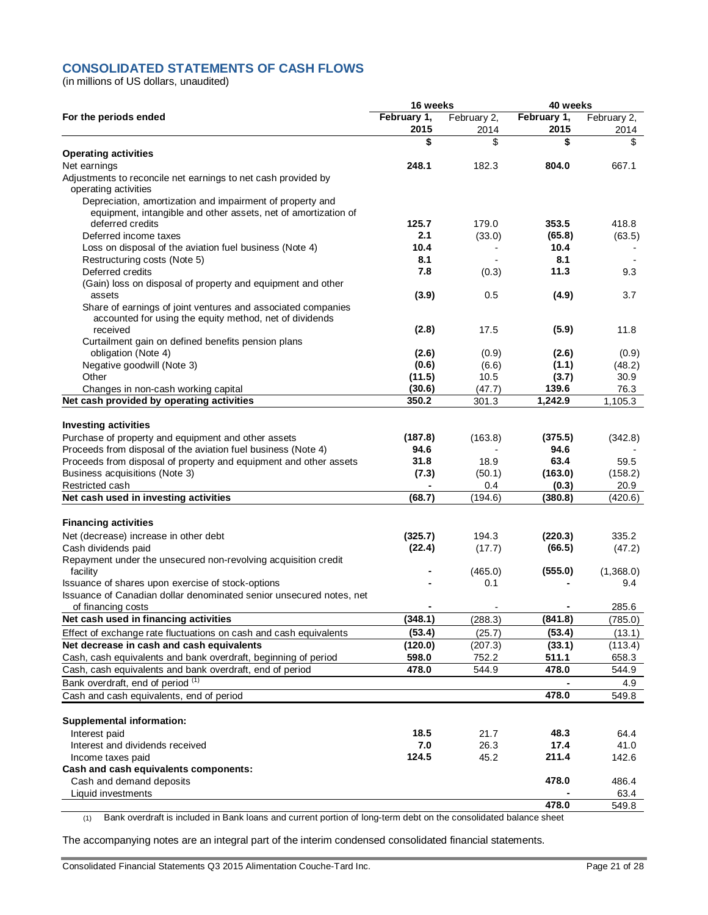## CONSOLIDATED STATEMENTS OF CASH FLOWS

(in millions of US dollars, unaudited)

| For the periods ended | 16 weeks | | 40 weeks | |
|---|---|---|---|---|
| | **February 1, 2015** | February 2, 2014 | **February 1, 2015** | February 2, 2014 |
| | **$** | $ | **$** | $ |
| **Operating activities** | | | | |
| Net earnings | **248.1** | 182.3 | **804.0** | 667.1 |
| Adjustments to reconcile net earnings to net cash provided by operating activities | | | | |
| Depreciation, amortization and impairment of property and equipment, intangible and other assets, net of amortization of deferred credits | **125.7** | 179.0 | **353.5** | 418.8 |
| Deferred income taxes | **2.1** | (33.0) | **(65.8)** | (63.5) |
| Loss on disposal of the aviation fuel business (Note 4) | **10.4** | - | **10.4** | - |
| Restructuring costs (Note 5) | **8.1** | - | **8.1** | - |
| Deferred credits | **7.8** | (0.3) | **11.3** | 9.3 |
| (Gain) loss on disposal of property and equipment and other assets | **(3.9)** | 0.5 | **(4.9)** | 3.7 |
| Share of earnings of joint ventures and associated companies accounted for using the equity method, net of dividends received | **(2.8)** | 17.5 | **(5.9)** | 11.8 |
| Curtailment gain on defined benefits pension plans obligation (Note 4) | **(2.6)** | (0.9) | **(2.6)** | (0.9) |
| Negative goodwill (Note 3) | **(0.6)** | (6.6) | **(1.1)** | (48.2) |
| Other | **(11.5)** | 10.5 | **(3.7)** | 30.9 |
| Changes in non-cash working capital | **(30.6)** | (47.7) | **139.6** | 76.3 |
| **Net cash provided by operating activities** | **350.2** | 301.3 | **1,242.9** | 1,105.3 |
| **Investing activities** | | | | |
| Purchase of property and equipment and other assets | **(187.8)** | (163.8) | **(375.5)** | (342.8) |
| Proceeds from disposal of the aviation fuel business (Note 4) | **94.6** | - | **94.6** | - |
| Proceeds from disposal of property and equipment and other assets | **31.8** | 18.9 | **63.4** | 59.5 |
| Business acquisitions (Note 3) | **(7.3)** | (50.1) | **(163.0)** | (158.2) |
| Restricted cash | **-** | 0.4 | **(0.3)** | 20.9 |
| **Net cash used in investing activities** | **(68.7)** | (194.6) | **(380.8)** | (420.6) |
| **Financing activities** | | | | |
| Net (decrease) increase in other debt | **(325.7)** | 194.3 | **(220.3)** | 335.2 |
| Cash dividends paid | **(22.4)** | (17.7) | **(66.5)** | (47.2) |
| Repayment under the unsecured non-revolving acquisition credit facility | **-** | (465.0) | **(555.0)** | (1,368.0) |
| Issuance of shares upon exercise of stock-options | **-** | 0.1 | **-** | 9.4 |
| Issuance of Canadian dollar denominated senior unsecured notes, net of financing costs | **-** | - | **-** | 285.6 |
| **Net cash used in financing activities** | **(348.1)** | (288.3) | **(841.8)** | (785.0) |
| Effect of exchange rate fluctuations on cash and cash equivalents | **(53.4)** | (25.7) | **(53.4)** | (13.1) |
| **Net decrease in cash and cash equivalents** | **(120.0)** | (207.3) | **(33.1)** | (113.4) |
| Cash, cash equivalents and bank overdraft, beginning of period | **598.0** | 752.2 | **511.1** | 658.3 |
| Cash, cash equivalents and bank overdraft, end of period | **478.0** | 544.9 | **478.0** | 544.9 |
| Bank overdraft, end of period [(1)] | | | **-** | 4.9 |
| Cash and cash equivalents, end of period | | | **478.0** | 549.8 |
| **Supplemental information:** | | | | |
| Interest paid | **18.5** | 21.7 | **48.3** | 64.4 |
| Interest and dividends received | **7.0** | 26.3 | **17.4** | 41.0 |
| Income taxes paid | **124.5** | 45.2 | **211.4** | 142.6 |
| **Cash and cash equivalents components:** | | | | |
| Cash and demand deposits | | | **478.0** | 486.4 |
| Liquid investments | | | **-** | 63.4 |
| | | | **478.0** | 549.8 |

(1) Bank overdraft is included in Bank loans and current portion of long-term debt on the consolidated balance sheet

The accompanying notes are an integral part of the interim condensed consolidated financial statements.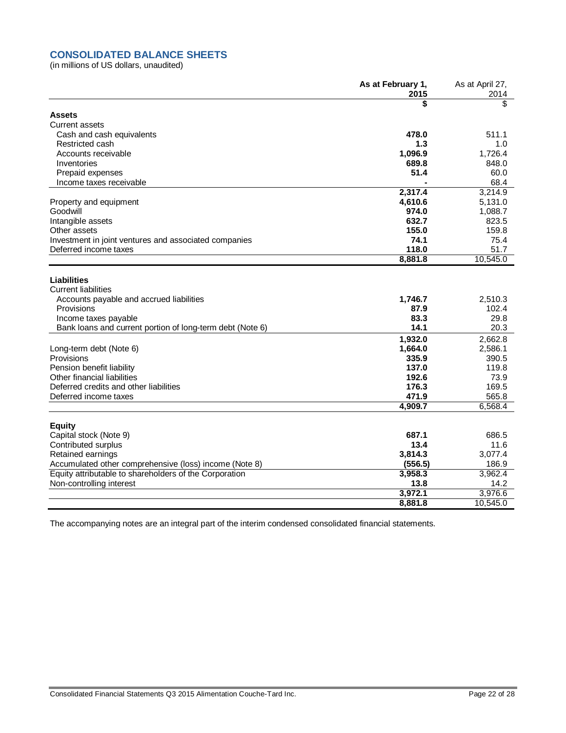## CONSOLIDATED BALANCE SHEETS

(in millions of US dollars, unaudited)

| | As at February 1, 2015 | As at April 27, 2014 |
|---|---|---|
| | $ | $ |
| **Assets** | | |
| Current assets | | |
| Cash and cash equivalents | **478.0** | 511.1 |
| Restricted cash | **1.3** | 1.0 |
| Accounts receivable | **1,096.9** | 1,726.4 |
| Inventories | **689.8** | 848.0 |
| Prepaid expenses | **51.4** | 60.0 |
| Income taxes receivable | **-** | 68.4 |
| | **2,317.4** | 3,214.9 |
| Property and equipment | **4,610.6** | 5,131.0 |
| Goodwill | **974.0** | 1,088.7 |
| Intangible assets | **632.7** | 823.5 |
| Other assets | **155.0** | 159.8 |
| Investment in joint ventures and associated companies | **74.1** | 75.4 |
| Deferred income taxes | **118.0** | 51.7 |
| | **8,881.8** | 10,545.0 |
| **Liabilities** | | |
| Current liabilities | | |
| Accounts payable and accrued liabilities | **1,746.7** | 2,510.3 |
| Provisions | **87.9** | 102.4 |
| Income taxes payable | **83.3** | 29.8 |
| Bank loans and current portion of long-term debt (Note 6) | **14.1** | 20.3 |
| | **1,932.0** | 2,662.8 |
| Long-term debt (Note 6) | **1,664.0** | 2,586.1 |
| Provisions | **335.9** | 390.5 |
| Pension benefit liability | **137.0** | 119.8 |
| Other financial liabilities | **192.6** | 73.9 |
| Deferred credits and other liabilities | **176.3** | 169.5 |
| Deferred income taxes | **471.9** | 565.8 |
| | **4,909.7** | 6,568.4 |
| **Equity** | | |
| Capital stock (Note 9) | **687.1** | 686.5 |
| Contributed surplus | **13.4** | 11.6 |
| Retained earnings | **3,814.3** | 3,077.4 |
| Accumulated other comprehensive (loss) income (Note 8) | **(556.5)** | 186.9 |
| Equity attributable to shareholders of the Corporation | **3,958.3** | 3,962.4 |
| Non-controlling interest | **13.8** | 14.2 |
| | **3,972.1** | 3,976.6 |
| | **8,881.8** | 10,545.0 |

The accompanying notes are an integral part of the interim condensed consolidated financial statements.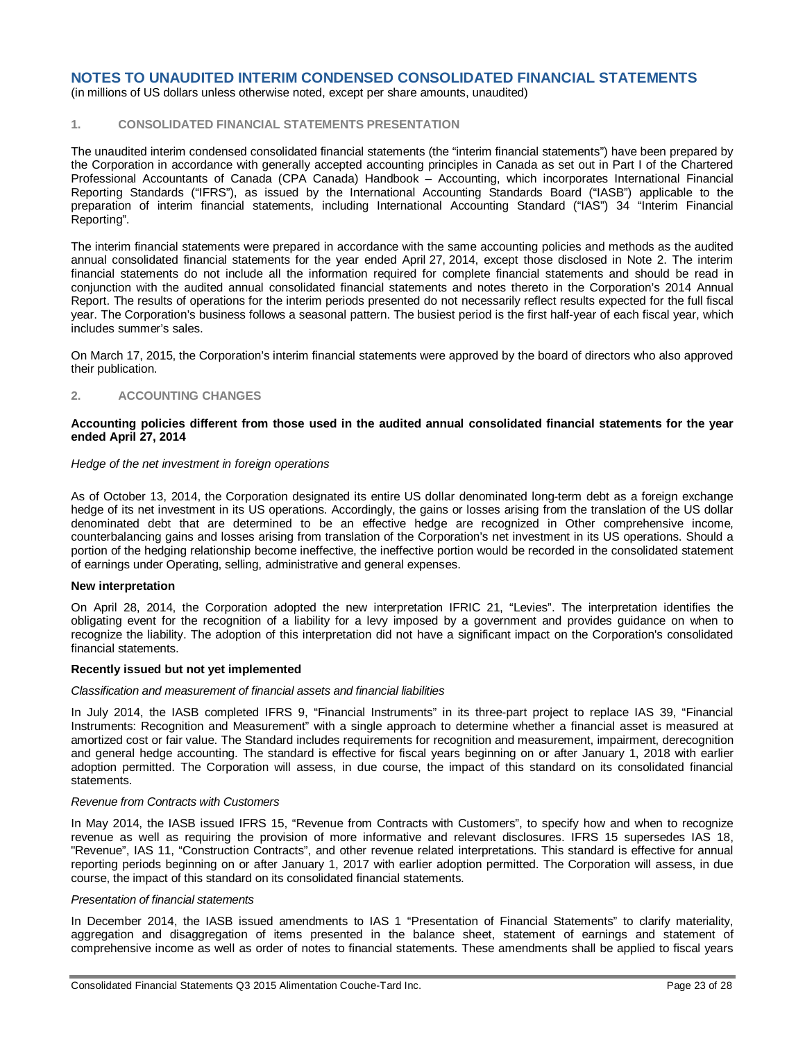# NOTES TO UNAUDITED INTERIM CONDENSED CONSOLIDATED FINANCIAL STATEMENTS

(in millions of US dollars unless otherwise noted, except per share amounts, unaudited)

## 1. CONSOLIDATED FINANCIAL STATEMENTS PRESENTATION

The unaudited interim condensed consolidated financial statements (the "interim financial statements") have been prepared by the Corporation in accordance with generally accepted accounting principles in Canada as set out in Part I of the Chartered Professional Accountants of Canada (CPA Canada) Handbook – Accounting, which incorporates International Financial Reporting Standards ("IFRS"), as issued by the International Accounting Standards Board ("IASB") applicable to the preparation of interim financial statements, including International Accounting Standard ("IAS") 34 "Interim Financial Reporting".

The interim financial statements were prepared in accordance with the same accounting policies and methods as the audited annual consolidated financial statements for the year ended April 27, 2014, except those disclosed in Note 2. The interim financial statements do not include all the information required for complete financial statements and should be read in conjunction with the audited annual consolidated financial statements and notes thereto in the Corporation's 2014 Annual Report. The results of operations for the interim periods presented do not necessarily reflect results expected for the full fiscal year. The Corporation's business follows a seasonal pattern. The busiest period is the first half-year of each fiscal year, which includes summer's sales.

On March 17, 2015, the Corporation's interim financial statements were approved by the board of directors who also approved their publication.

## 2. ACCOUNTING CHANGES

**Accounting policies different from those used in the audited annual consolidated financial statements for the year ended April 27, 2014**

*Hedge of the net investment in foreign operations*

As of October 13, 2014, the Corporation designated its entire US dollar denominated long-term debt as a foreign exchange hedge of its net investment in its US operations. Accordingly, the gains or losses arising from the translation of the US dollar denominated debt that are determined to be an effective hedge are recognized in Other comprehensive income, counterbalancing gains and losses arising from translation of the Corporation's net investment in its US operations. Should a portion of the hedging relationship become ineffective, the ineffective portion would be recorded in the consolidated statement of earnings under Operating, selling, administrative and general expenses.

**New interpretation**

On April 28, 2014, the Corporation adopted the new interpretation IFRIC 21, "Levies". The interpretation identifies the obligating event for the recognition of a liability for a levy imposed by a government and provides guidance on when to recognize the liability. The adoption of this interpretation did not have a significant impact on the Corporation's consolidated financial statements.

**Recently issued but not yet implemented**

*Classification and measurement of financial assets and financial liabilities*

In July 2014, the IASB completed IFRS 9, "Financial Instruments" in its three-part project to replace IAS 39, "Financial Instruments: Recognition and Measurement" with a single approach to determine whether a financial asset is measured at amortized cost or fair value. The Standard includes requirements for recognition and measurement, impairment, derecognition and general hedge accounting. The standard is effective for fiscal years beginning on or after January 1, 2018 with earlier adoption permitted. The Corporation will assess, in due course, the impact of this standard on its consolidated financial statements.

*Revenue from Contracts with Customers*

In May 2014, the IASB issued IFRS 15, "Revenue from Contracts with Customers", to specify how and when to recognize revenue as well as requiring the provision of more informative and relevant disclosures. IFRS 15 supersedes IAS 18, "Revenue", IAS 11, "Construction Contracts", and other revenue related interpretations. This standard is effective for annual reporting periods beginning on or after January 1, 2017 with earlier adoption permitted. The Corporation will assess, in due course, the impact of this standard on its consolidated financial statements.

*Presentation of financial statements*

In December 2014, the IASB issued amendments to IAS 1 "Presentation of Financial Statements" to clarify materiality, aggregation and disaggregation of items presented in the balance sheet, statement of earnings and statement of comprehensive income as well as order of notes to financial statements. These amendments shall be applied to fiscal years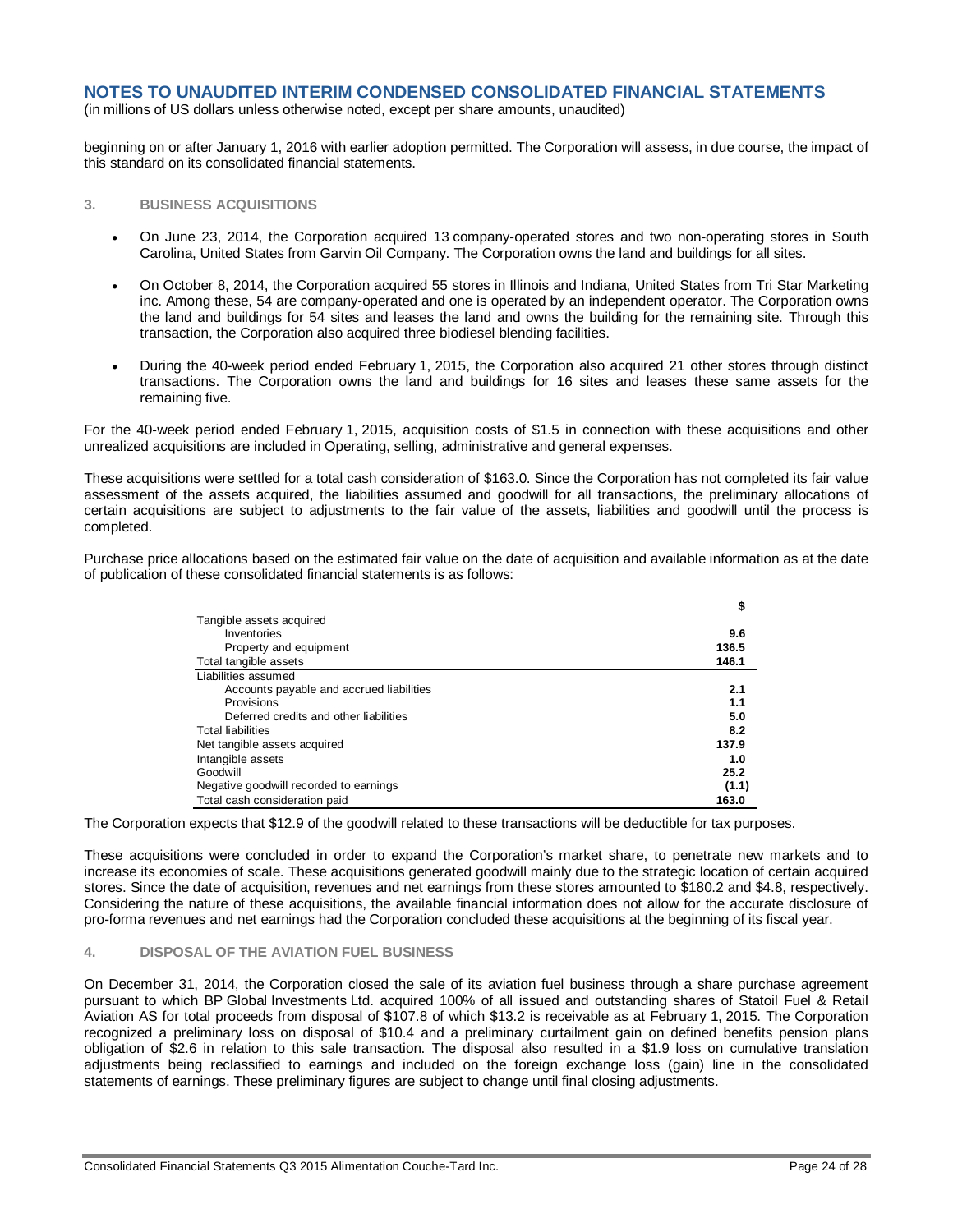beginning on or after January 1, 2016 with earlier adoption permitted. The Corporation will assess, in due course, the impact of this standard on its consolidated financial statements.

## 3. BUSINESS ACQUISITIONS

- On June 23, 2014, the Corporation acquired 13 company-operated stores and two non-operating stores in South Carolina, United States from Garvin Oil Company. The Corporation owns the land and buildings for all sites.
- On October 8, 2014, the Corporation acquired 55 stores in Illinois and Indiana, United States from Tri Star Marketing inc. Among these, 54 are company-operated and one is operated by an independent operator. The Corporation owns the land and buildings for 54 sites and leases the land and owns the building for the remaining site. Through this transaction, the Corporation also acquired three biodiesel blending facilities.
- During the 40-week period ended February 1, 2015, the Corporation also acquired 21 other stores through distinct transactions. The Corporation owns the land and buildings for 16 sites and leases these same assets for the remaining five.

For the 40-week period ended February 1, 2015, acquisition costs of $1.5 in connection with these acquisitions and other unrealized acquisitions are included in Operating, selling, administrative and general expenses.

These acquisitions were settled for a total cash consideration of $163.0. Since the Corporation has not completed its fair value assessment of the assets acquired, the liabilities assumed and goodwill for all transactions, the preliminary allocations of certain acquisitions are subject to adjustments to the fair value of the assets, liabilities and goodwill until the process is completed.

Purchase price allocations based on the estimated fair value on the date of acquisition and available information as at the date of publication of these consolidated financial statements is as follows:

| | $ |
|---|---|
| Tangible assets acquired | |
| Inventories | **9.6** |
| Property and equipment | **136.5** |
| Total tangible assets | **146.1** |
| Liabilities assumed | |
| Accounts payable and accrued liabilities | **2.1** |
| Provisions | **1.1** |
| Deferred credits and other liabilities | **5.0** |
| Total liabilities | **8.2** |
| Net tangible assets acquired | **137.9** |
| Intangible assets | **1.0** |
| Goodwill | **25.2** |
| Negative goodwill recorded to earnings | **(1.1)** |
| Total cash consideration paid | **163.0** |

The Corporation expects that $12.9 of the goodwill related to these transactions will be deductible for tax purposes.

These acquisitions were concluded in order to expand the Corporation's market share, to penetrate new markets and to increase its economies of scale. These acquisitions generated goodwill mainly due to the strategic location of certain acquired stores. Since the date of acquisition, revenues and net earnings from these stores amounted to $180.2 and $4.8, respectively. Considering the nature of these acquisitions, the available financial information does not allow for the accurate disclosure of pro-forma revenues and net earnings had the Corporation concluded these acquisitions at the beginning of its fiscal year.

## 4. DISPOSAL OF THE AVIATION FUEL BUSINESS

On December 31, 2014, the Corporation closed the sale of its aviation fuel business through a share purchase agreement pursuant to which BP Global Investments Ltd. acquired 100% of all issued and outstanding shares of Statoil Fuel & Retail Aviation AS for total proceeds from disposal of $107.8 of which $13.2 is receivable as at February 1, 2015. The Corporation recognized a preliminary loss on disposal of $10.4 and a preliminary curtailment gain on defined benefits pension plans obligation of $2.6 in relation to this sale transaction. The disposal also resulted in a $1.9 loss on cumulative translation adjustments being reclassified to earnings and included on the foreign exchange loss (gain) line in the consolidated statements of earnings. These preliminary figures are subject to change until final closing adjustments.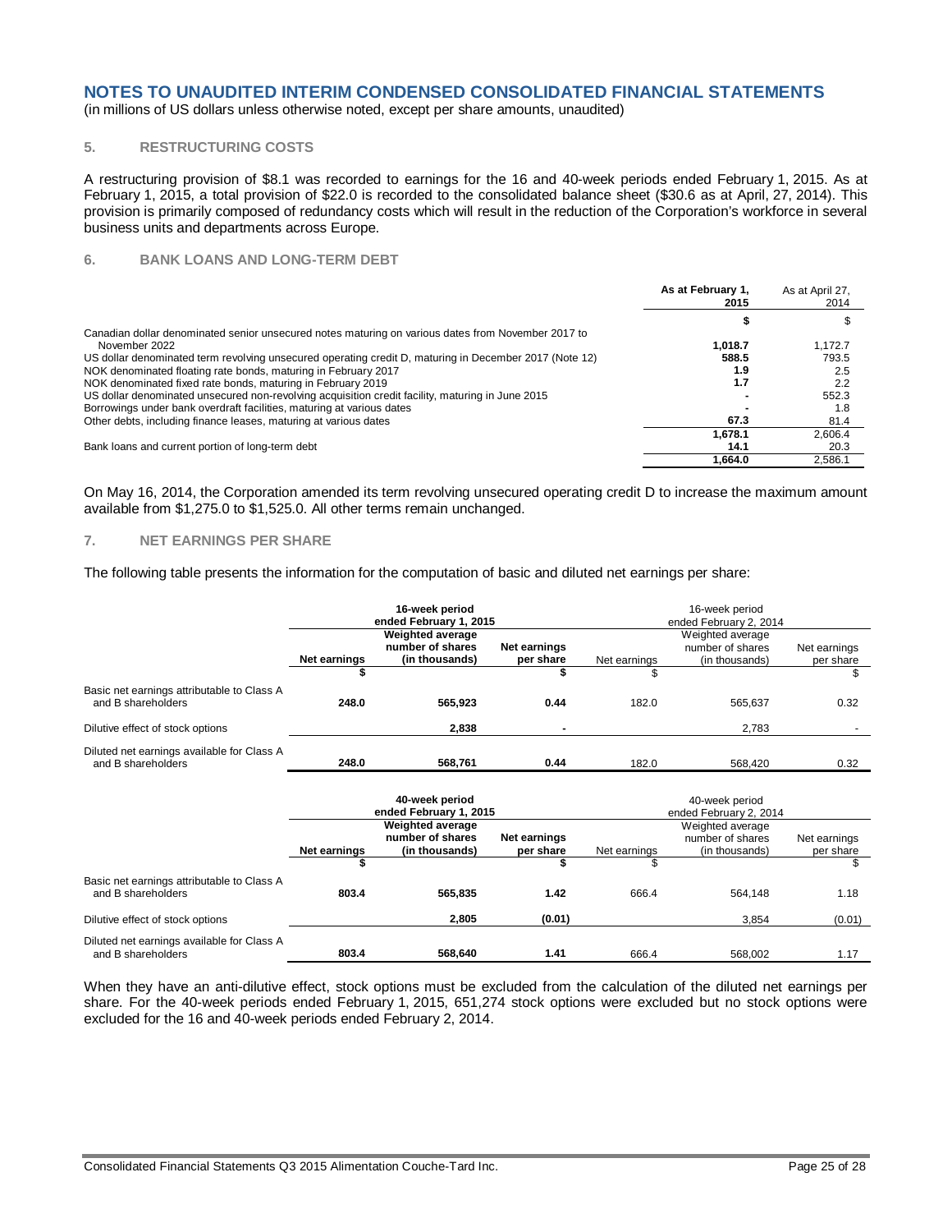# NOTES TO UNAUDITED INTERIM CONDENSED CONSOLIDATED FINANCIAL STATEMENTS

(in millions of US dollars unless otherwise noted, except per share amounts, unaudited)

## 5. RESTRUCTURING COSTS

A restructuring provision of $8.1 was recorded to earnings for the 16 and 40-week periods ended February 1, 2015. As at February 1, 2015, a total provision of $22.0 is recorded to the consolidated balance sheet ($30.6 as at April, 27, 2014). This provision is primarily composed of redundancy costs which will result in the reduction of the Corporation's workforce in several business units and departments across Europe.

## 6. BANK LOANS AND LONG-TERM DEBT

| | **As at February 1, 2015** | As at April 27, 2014 |
|---|---|---|
| | **$** | $ |
| Canadian dollar denominated senior unsecured notes maturing on various dates from November 2017 to November 2022 | **1,018.7** | 1,172.7 |
| US dollar denominated term revolving unsecured operating credit D, maturing in December 2017 (Note 12) | **588.5** | 793.5 |
| NOK denominated floating rate bonds, maturing in February 2017 | **1.9** | 2.5 |
| NOK denominated fixed rate bonds, maturing in February 2019 | **1.7** | 2.2 |
| US dollar denominated unsecured non-revolving acquisition credit facility, maturing in June 2015 | **-** | 552.3 |
| Borrowings under bank overdraft facilities, maturing at various dates | **-** | 1.8 |
| Other debts, including finance leases, maturing at various dates | **67.3** | 81.4 |
| | **1,678.1** | 2,606.4 |
| Bank loans and current portion of long-term debt | **14.1** | 20.3 |
| | **1,664.0** | 2,586.1 |

On May 16, 2014, the Corporation amended its term revolving unsecured operating credit D to increase the maximum amount available from $1,275.0 to $1,525.0. All other terms remain unchanged.

## 7. NET EARNINGS PER SHARE

The following table presents the information for the computation of basic and diluted net earnings per share:

| | **16-week period ended February 1, 2015** | | | 16-week period ended February 2, 2014 | | |
|---|---|---|---|---|---|---|
| | **Net earnings** | **Weighted average number of shares (in thousands)** | **Net earnings per share** | Net earnings | Weighted average number of shares (in thousands) | Net earnings per share |
| | **$** | | **$** | $ | | $ |
| Basic net earnings attributable to Class A and B shareholders | **248.0** | **565,923** | **0.44** | 182.0 | 565,637 | 0.32 |
| Dilutive effect of stock options | | **2,838** | **-** | | 2,783 | - |
| Diluted net earnings available for Class A and B shareholders | **248.0** | **568,761** | **0.44** | 182.0 | 568,420 | 0.32 |

| | **40-week period ended February 1, 2015** | | | 40-week period ended February 2, 2014 | | |
|---|---|---|---|---|---|---|
| | **Net earnings** | **Weighted average number of shares (in thousands)** | **Net earnings per share** | Net earnings | Weighted average number of shares (in thousands) | Net earnings per share |
| | **$** | | **$** | $ | | $ |
| Basic net earnings attributable to Class A and B shareholders | **803.4** | **565,835** | **1.42** | 666.4 | 564,148 | 1.18 |
| Dilutive effect of stock options | | **2,805** | **(0.01)** | | 3,854 | (0.01) |
| Diluted net earnings available for Class A and B shareholders | **803.4** | **568,640** | **1.41** | 666.4 | 568,002 | 1.17 |

When they have an anti-dilutive effect, stock options must be excluded from the calculation of the diluted net earnings per share. For the 40-week periods ended February 1, 2015, 651,274 stock options were excluded but no stock options were excluded for the 16 and 40-week periods ended February 2, 2014.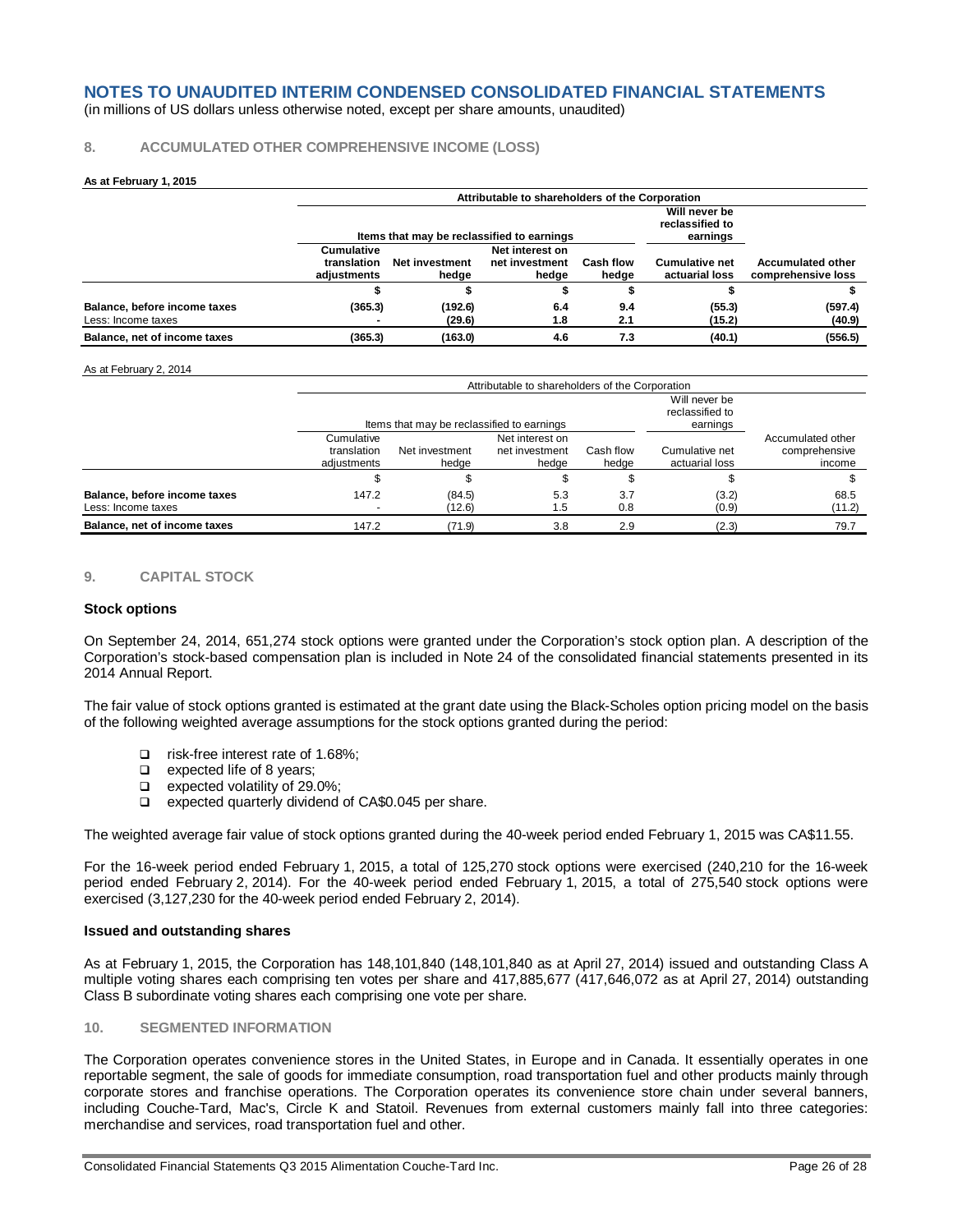# NOTES TO UNAUDITED INTERIM CONDENSED CONSOLIDATED FINANCIAL STATEMENTS

(in millions of US dollars unless otherwise noted, except per share amounts, unaudited)

## 8. ACCUMULATED OTHER COMPREHENSIVE INCOME (LOSS)

**As at February 1, 2015**

| | Attributable to shareholders of the Corporation | | | | | |
|---|---|---|---|---|---|---|
| | Items that may be reclassified to earnings | | | | Will never be reclassified to earnings | |
| | Cumulative translation adjustments | Net investment hedge | Net interest on net investment hedge | Cash flow hedge | Cumulative net actuarial loss | Accumulated other comprehensive loss |
| | $ | $ | $ | $ | $ | $ |
| **Balance, before income taxes** | **(365.3)** | **(192.6)** | **6.4** | **9.4** | **(55.3)** | **(597.4)** |
| Less: Income taxes | **-** | **(29.6)** | **1.8** | **2.1** | **(15.2)** | **(40.9)** |
| **Balance, net of income taxes** | **(365.3)** | **(163.0)** | **4.6** | **7.3** | **(40.1)** | **(556.5)** |

As at February 2, 2014

| | Attributable to shareholders of the Corporation | | | | | |
|---|---|---|---|---|---|---|
| | Items that may be reclassified to earnings | | | | Will never be reclassified to earnings | |
| | Cumulative translation adjustments | Net investment hedge | Net interest on net investment hedge | Cash flow hedge | Cumulative net actuarial loss | Accumulated other comprehensive income |
| | $ | $ | $ | $ | $ | $ |
| **Balance, before income taxes** | 147.2 | (84.5) | 5.3 | 3.7 | (3.2) | 68.5 |
| Less: Income taxes | - | (12.6) | 1.5 | 0.8 | (0.9) | (11.2) |
| **Balance, net of income taxes** | 147.2 | (71.9) | 3.8 | 2.9 | (2.3) | 79.7 |

## 9. CAPITAL STOCK

### Stock options

On September 24, 2014, 651,274 stock options were granted under the Corporation's stock option plan. A description of the Corporation's stock-based compensation plan is included in Note 24 of the consolidated financial statements presented in its 2014 Annual Report.

The fair value of stock options granted is estimated at the grant date using the Black-Scholes option pricing model on the basis of the following weighted average assumptions for the stock options granted during the period:

- risk-free interest rate of 1.68%;
- expected life of 8 years;
- expected volatility of 29.0%;
- expected quarterly dividend of CA$0.045 per share.

The weighted average fair value of stock options granted during the 40-week period ended February 1, 2015 was CA$11.55.

For the 16-week period ended February 1, 2015, a total of 125,270 stock options were exercised (240,210 for the 16-week period ended February 2, 2014). For the 40-week period ended February 1, 2015, a total of 275,540 stock options were exercised (3,127,230 for the 40-week period ended February 2, 2014).

### Issued and outstanding shares

As at February 1, 2015, the Corporation has 148,101,840 (148,101,840 as at April 27, 2014) issued and outstanding Class A multiple voting shares each comprising ten votes per share and 417,885,677 (417,646,072 as at April 27, 2014) outstanding Class B subordinate voting shares each comprising one vote per share.

## 10. SEGMENTED INFORMATION

The Corporation operates convenience stores in the United States, in Europe and in Canada. It essentially operates in one reportable segment, the sale of goods for immediate consumption, road transportation fuel and other products mainly through corporate stores and franchise operations. The Corporation operates its convenience store chain under several banners, including Couche-Tard, Mac's, Circle K and Statoil. Revenues from external customers mainly fall into three categories: merchandise and services, road transportation fuel and other.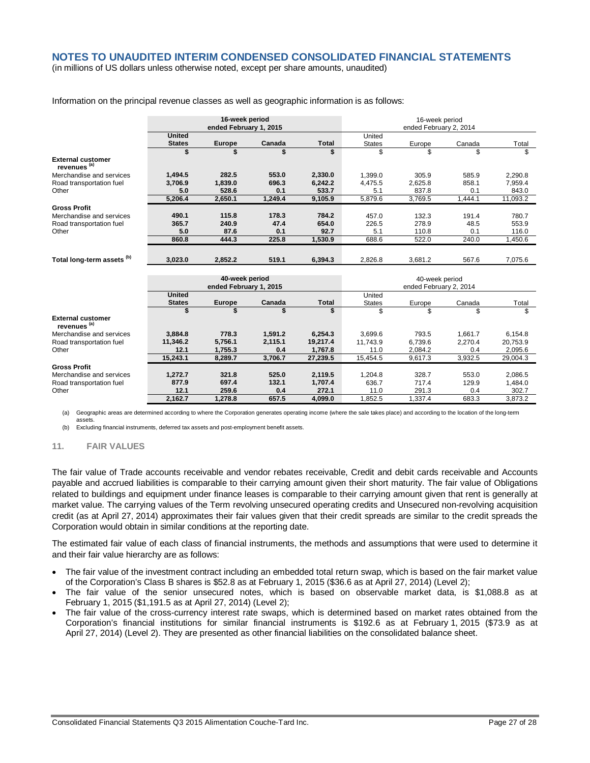# NOTES TO UNAUDITED INTERIM CONDENSED CONSOLIDATED FINANCIAL STATEMENTS

(in millions of US dollars unless otherwise noted, except per share amounts, unaudited)

Information on the principal revenue classes as well as geographic information is as follows:

| | 16-week period ended February 1, 2015 | | | | 16-week period ended February 2, 2014 | | | |
|---|---|---|---|---|---|---|---|---|
| | **United States** | **Europe** | **Canada** | **Total** | United States | Europe | Canada | Total |
| | **$** | **$** | **$** | **$** | $ | $ | $ | $ |
| **External customer revenues [(a)]** | | | | | | | | |
| Merchandise and services | **1,494.5** | **282.5** | **553.0** | **2,330.0** | 1,399.0 | 305.9 | 585.9 | 2,290.8 |
| Road transportation fuel | **3,706.9** | **1,839.0** | **696.3** | **6,242.2** | 4,475.5 | 2,625.8 | 858.1 | 7,959.4 |
| Other | **5.0** | **528.6** | **0.1** | **533.7** | 5.1 | 837.8 | 0.1 | 843.0 |
| | **5,206.4** | **2,650.1** | **1,249.4** | **9,105.9** | 5,879.6 | 3,769.5 | 1,444.1 | 11,093.2 |
| **Gross Profit** | | | | | | | | |
| Merchandise and services | **490.1** | **115.8** | **178.3** | **784.2** | 457.0 | 132.3 | 191.4 | 780.7 |
| Road transportation fuel | **365.7** | **240.9** | **47.4** | **654.0** | 226.5 | 278.9 | 48.5 | 553.9 |
| Other | **5.0** | **87.6** | **0.1** | **92.7** | 5.1 | 110.8 | 0.1 | 116.0 |
| | **860.8** | **444.3** | **225.8** | **1,530.9** | 688.6 | 522.0 | 240.0 | 1,450.6 |
| **Total long-term assets [(b)]** | **3,023.0** | **2,852.2** | **519.1** | **6,394.3** | 2,826.8 | 3,681.2 | 567.6 | 7,075.6 |

| | 40-week period ended February 1, 2015 | | | | 40-week period ended February 2, 2014 | | | |
|---|---|---|---|---|---|---|---|---|
| | **United States** | **Europe** | **Canada** | **Total** | United States | Europe | Canada | Total |
| | **$** | **$** | **$** | **$** | $ | $ | $ | $ |
| **External customer revenues [(a)]** | | | | | | | | |
| Merchandise and services | **3,884.8** | **778.3** | **1,591.2** | **6,254.3** | 3,699.6 | 793.5 | 1,661.7 | 6,154.8 |
| Road transportation fuel | **11,346.2** | **5,756.1** | **2,115.1** | **19,217.4** | 11,743.9 | 6,739.6 | 2,270.4 | 20,753.9 |
| Other | **12.1** | **1,755.3** | **0.4** | **1,767.8** | 11.0 | 2,084.2 | 0.4 | 2,095.6 |
| | **15,243.1** | **8,289.7** | **3,706.7** | **27,239.5** | 15,454.5 | 9,617.3 | 3,932.5 | 29,004.3 |
| **Gross Profit** | | | | | | | | |
| Merchandise and services | **1,272.7** | **321.8** | **525.0** | **2,119.5** | 1,204.8 | 328.7 | 553.0 | 2,086.5 |
| Road transportation fuel | **877.9** | **697.4** | **132.1** | **1,707.4** | 636.7 | 717.4 | 129.9 | 1,484.0 |
| Other | **12.1** | **259.6** | **0.4** | **272.1** | 11.0 | 291.3 | 0.4 | 302.7 |
| | **2,162.7** | **1,278.8** | **657.5** | **4,099.0** | 1,852.5 | 1,337.4 | 683.3 | 3,873.2 |

(a) Geographic areas are determined according to where the Corporation generates operating income (where the sale takes place) and according to the location of the long-term assets.

(b) Excluding financial instruments, deferred tax assets and post-employment benefit assets.

## 11. FAIR VALUES

The fair value of Trade accounts receivable and vendor rebates receivable, Credit and debit cards receivable and Accounts payable and accrued liabilities is comparable to their carrying amount given their short maturity. The fair value of Obligations related to buildings and equipment under finance leases is comparable to their carrying amount given that rent is generally at market value. The carrying values of the Term revolving unsecured operating credits and Unsecured non-revolving acquisition credit (as at April 27, 2014) approximates their fair values given that their credit spreads are similar to the credit spreads the Corporation would obtain in similar conditions at the reporting date.

The estimated fair value of each class of financial instruments, the methods and assumptions that were used to determine it and their fair value hierarchy are as follows:

- The fair value of the investment contract including an embedded total return swap, which is based on the fair market value of the Corporation's Class B shares is $52.8 as at February 1, 2015 ($36.6 as at April 27, 2014) (Level 2);
- The fair value of the senior unsecured notes, which is based on observable market data, is $1,088.8 as at February 1, 2015 ($1,191.5 as at April 27, 2014) (Level 2);
- The fair value of the cross-currency interest rate swaps, which is determined based on market rates obtained from the Corporation's financial institutions for similar financial instruments is $192.6 as at February 1, 2015 ($73.9 as at April 27, 2014) (Level 2). They are presented as other financial liabilities on the consolidated balance sheet.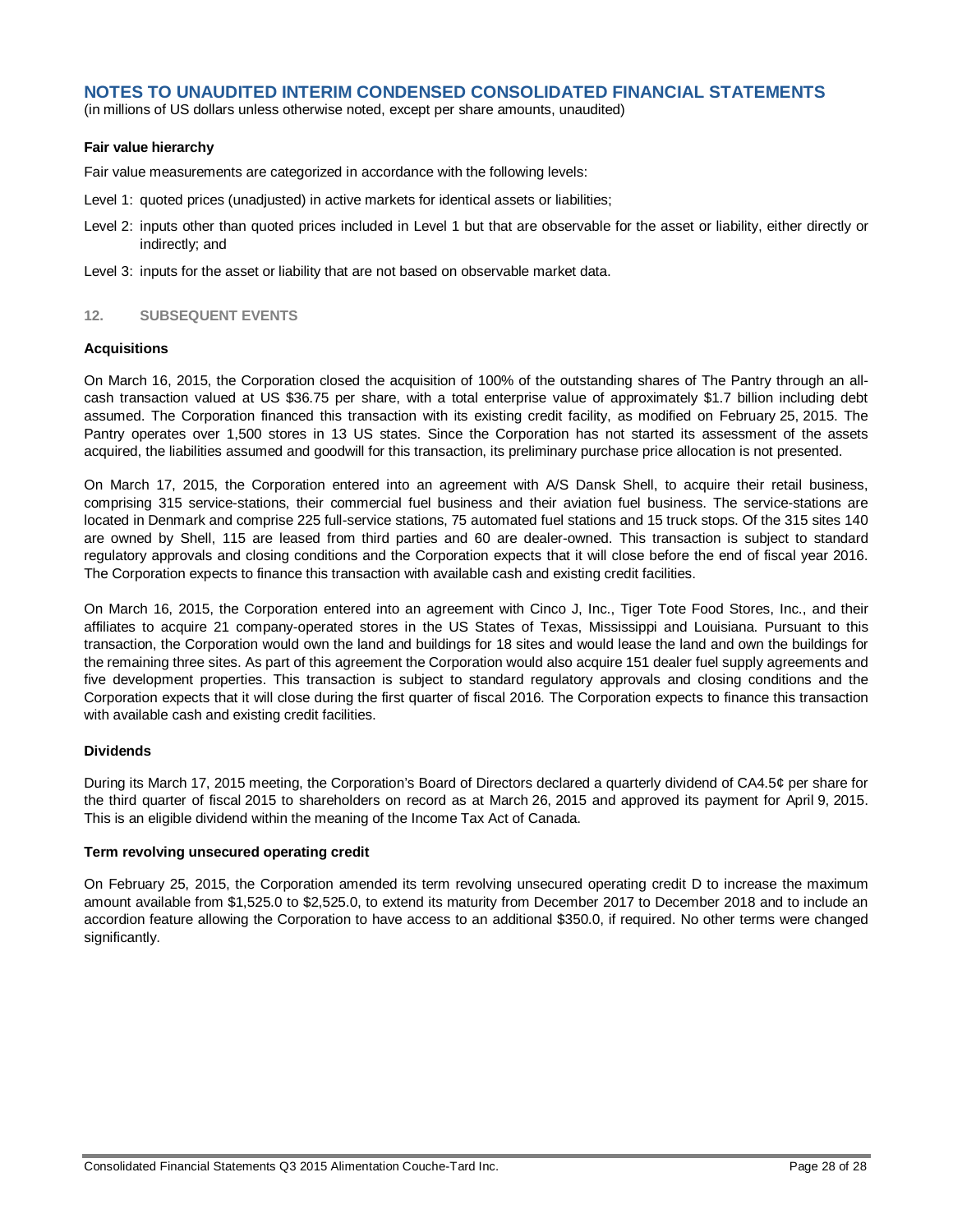# NOTES TO UNAUDITED INTERIM CONDENSED CONSOLIDATED FINANCIAL STATEMENTS

(in millions of US dollars unless otherwise noted, except per share amounts, unaudited)

**Fair value hierarchy**

Fair value measurements are categorized in accordance with the following levels:

Level 1: quoted prices (unadjusted) in active markets for identical assets or liabilities;

Level 2: inputs other than quoted prices included in Level 1 but that are observable for the asset or liability, either directly or indirectly; and

Level 3: inputs for the asset or liability that are not based on observable market data.

## 12. SUBSEQUENT EVENTS

**Acquisitions**

On March 16, 2015, the Corporation closed the acquisition of 100% of the outstanding shares of The Pantry through an all-cash transaction valued at US $36.75 per share, with a total enterprise value of approximately $1.7 billion including debt assumed. The Corporation financed this transaction with its existing credit facility, as modified on February 25, 2015. The Pantry operates over 1,500 stores in 13 US states. Since the Corporation has not started its assessment of the assets acquired, the liabilities assumed and goodwill for this transaction, its preliminary purchase price allocation is not presented.

On March 17, 2015, the Corporation entered into an agreement with A/S Dansk Shell, to acquire their retail business, comprising 315 service-stations, their commercial fuel business and their aviation fuel business. The service-stations are located in Denmark and comprise 225 full-service stations, 75 automated fuel stations and 15 truck stops. Of the 315 sites 140 are owned by Shell, 115 are leased from third parties and 60 are dealer-owned. This transaction is subject to standard regulatory approvals and closing conditions and the Corporation expects that it will close before the end of fiscal year 2016. The Corporation expects to finance this transaction with available cash and existing credit facilities.

On March 16, 2015, the Corporation entered into an agreement with Cinco J, Inc., Tiger Tote Food Stores, Inc., and their affiliates to acquire 21 company-operated stores in the US States of Texas, Mississippi and Louisiana. Pursuant to this transaction, the Corporation would own the land and buildings for 18 sites and would lease the land and own the buildings for the remaining three sites. As part of this agreement the Corporation would also acquire 151 dealer fuel supply agreements and five development properties. This transaction is subject to standard regulatory approvals and closing conditions and the Corporation expects that it will close during the first quarter of fiscal 2016. The Corporation expects to finance this transaction with available cash and existing credit facilities.

**Dividends**

During its March 17, 2015 meeting, the Corporation's Board of Directors declared a quarterly dividend of CA4.5¢ per share for the third quarter of fiscal 2015 to shareholders on record as at March 26, 2015 and approved its payment for April 9, 2015. This is an eligible dividend within the meaning of the Income Tax Act of Canada.

**Term revolving unsecured operating credit**

On February 25, 2015, the Corporation amended its term revolving unsecured operating credit D to increase the maximum amount available from $1,525.0 to $2,525.0, to extend its maturity from December 2017 to December 2018 and to include an accordion feature allowing the Corporation to have access to an additional $350.0, if required. No other terms were changed significantly.